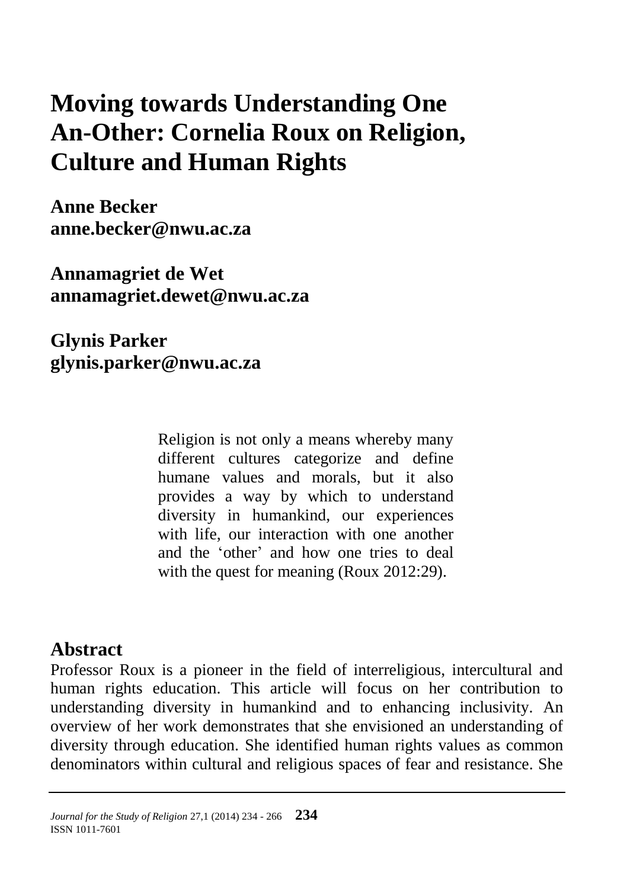# Moving towards Understanding One An-Other: Cornelia Roux on Religion, Culture and Human Rights

**Anne Becker**
**anne.becker@nwu.ac.za**

**Annamagriet de Wet**
**annamagriet.dewet@nwu.ac.za**

**Glynis Parker**
**glynis.parker@nwu.ac.za**

> Religion is not only a means whereby many different cultures categorize and define humane values and morals, but it also provides a way by which to understand diversity in humankind, our experiences with life, our interaction with one another and the 'other' and how one tries to deal with the quest for meaning (Roux 2012:29).

## Abstract

Professor Roux is a pioneer in the field of interreligious, intercultural and human rights education. This article will focus on her contribution to understanding diversity in humankind and to enhancing inclusivity. An overview of her work demonstrates that she envisioned an understanding of diversity through education. She identified human rights values as common denominators within cultural and religious spaces of fear and resistance. She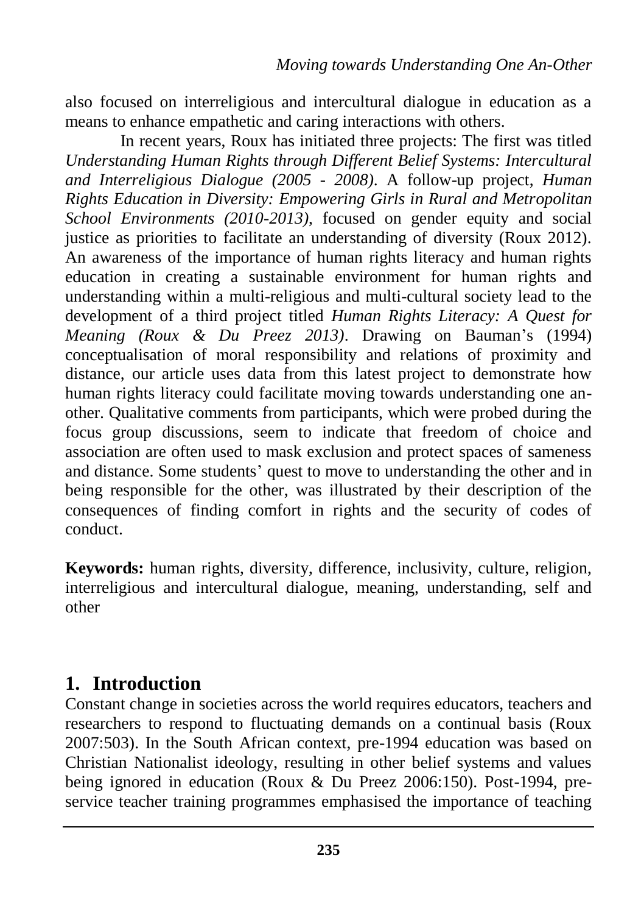also focused on interreligious and intercultural dialogue in education as a means to enhance empathetic and caring interactions with others.

In recent years, Roux has initiated three projects: The first was titled *Understanding Human Rights through Different Belief Systems: Intercultural and Interreligious Dialogue (2005 - 2008)*. A follow-up project, *Human Rights Education in Diversity: Empowering Girls in Rural and Metropolitan School Environments (2010-2013)*, focused on gender equity and social justice as priorities to facilitate an understanding of diversity (Roux 2012). An awareness of the importance of human rights literacy and human rights education in creating a sustainable environment for human rights and understanding within a multi-religious and multi-cultural society lead to the development of a third project titled *Human Rights Literacy: A Quest for Meaning (Roux & Du Preez 2013)*. Drawing on Bauman's (1994) conceptualisation of moral responsibility and relations of proximity and distance, our article uses data from this latest project to demonstrate how human rights literacy could facilitate moving towards understanding one an-other. Qualitative comments from participants, which were probed during the focus group discussions, seem to indicate that freedom of choice and association are often used to mask exclusion and protect spaces of sameness and distance. Some students' quest to move to understanding the other and in being responsible for the other, was illustrated by their description of the consequences of finding comfort in rights and the security of codes of conduct.

**Keywords:** human rights, diversity, difference, inclusivity, culture, religion, interreligious and intercultural dialogue, meaning, understanding, self and other

## 1. Introduction

Constant change in societies across the world requires educators, teachers and researchers to respond to fluctuating demands on a continual basis (Roux 2007:503). In the South African context, pre-1994 education was based on Christian Nationalist ideology, resulting in other belief systems and values being ignored in education (Roux & Du Preez 2006:150). Post-1994, pre-service teacher training programmes emphasised the importance of teaching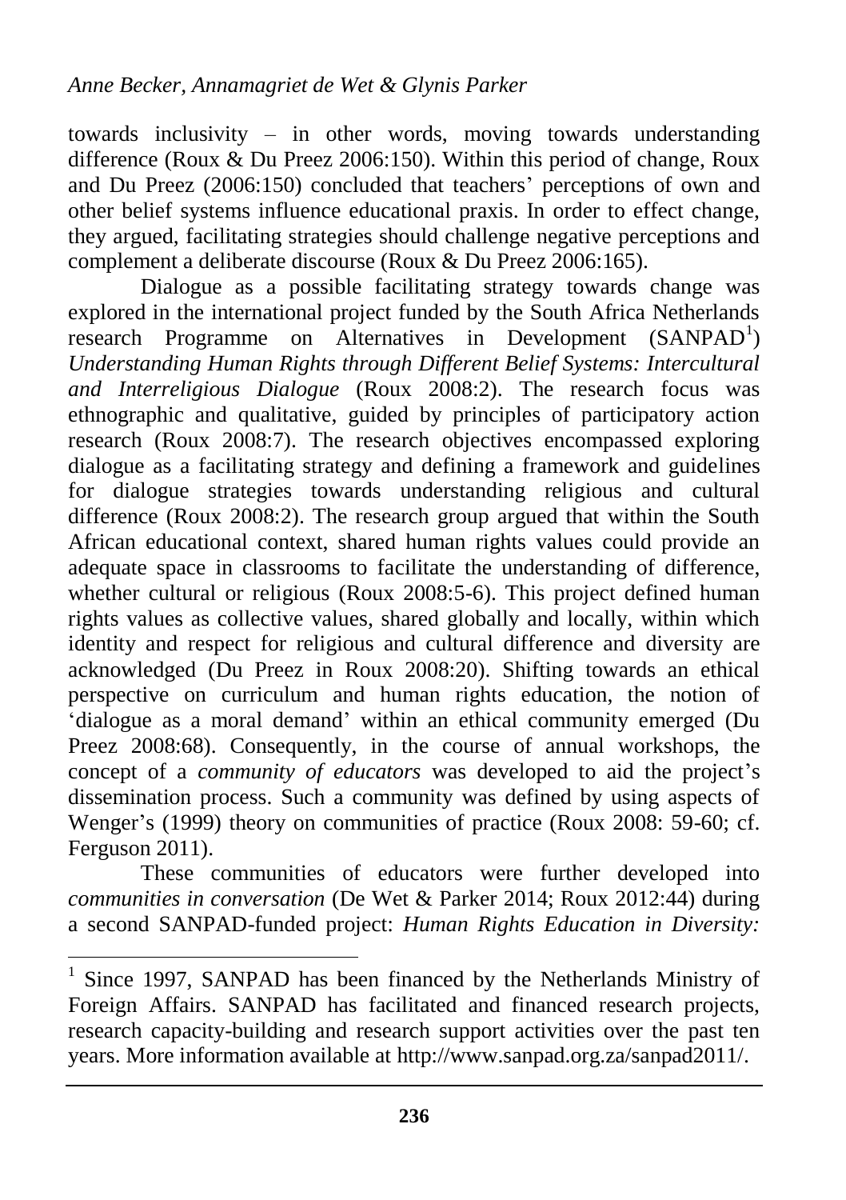towards inclusivity – in other words, moving towards understanding difference (Roux & Du Preez 2006:150). Within this period of change, Roux and Du Preez (2006:150) concluded that teachers' perceptions of own and other belief systems influence educational praxis. In order to effect change, they argued, facilitating strategies should challenge negative perceptions and complement a deliberate discourse (Roux & Du Preez 2006:165).

Dialogue as a possible facilitating strategy towards change was explored in the international project funded by the South Africa Netherlands research Programme on Alternatives in Development (SANPAD[1]) *Understanding Human Rights through Different Belief Systems: Intercultural and Interreligious Dialogue* (Roux 2008:2). The research focus was ethnographic and qualitative, guided by principles of participatory action research (Roux 2008:7). The research objectives encompassed exploring dialogue as a facilitating strategy and defining a framework and guidelines for dialogue strategies towards understanding religious and cultural difference (Roux 2008:2). The research group argued that within the South African educational context, shared human rights values could provide an adequate space in classrooms to facilitate the understanding of difference, whether cultural or religious (Roux 2008:5-6). This project defined human rights values as collective values, shared globally and locally, within which identity and respect for religious and cultural difference and diversity are acknowledged (Du Preez in Roux 2008:20). Shifting towards an ethical perspective on curriculum and human rights education, the notion of 'dialogue as a moral demand' within an ethical community emerged (Du Preez 2008:68). Consequently, in the course of annual workshops, the concept of a *community of educators* was developed to aid the project's dissemination process. Such a community was defined by using aspects of Wenger's (1999) theory on communities of practice (Roux 2008: 59-60; cf. Ferguson 2011).

These communities of educators were further developed into *communities in conversation* (De Wet & Parker 2014; Roux 2012:44) during a second SANPAD-funded project: *Human Rights Education in Diversity:*

[1] Since 1997, SANPAD has been financed by the Netherlands Ministry of Foreign Affairs. SANPAD has facilitated and financed research projects, research capacity-building and research support activities over the past ten years. More information available at http://www.sanpad.org.za/sanpad2011/.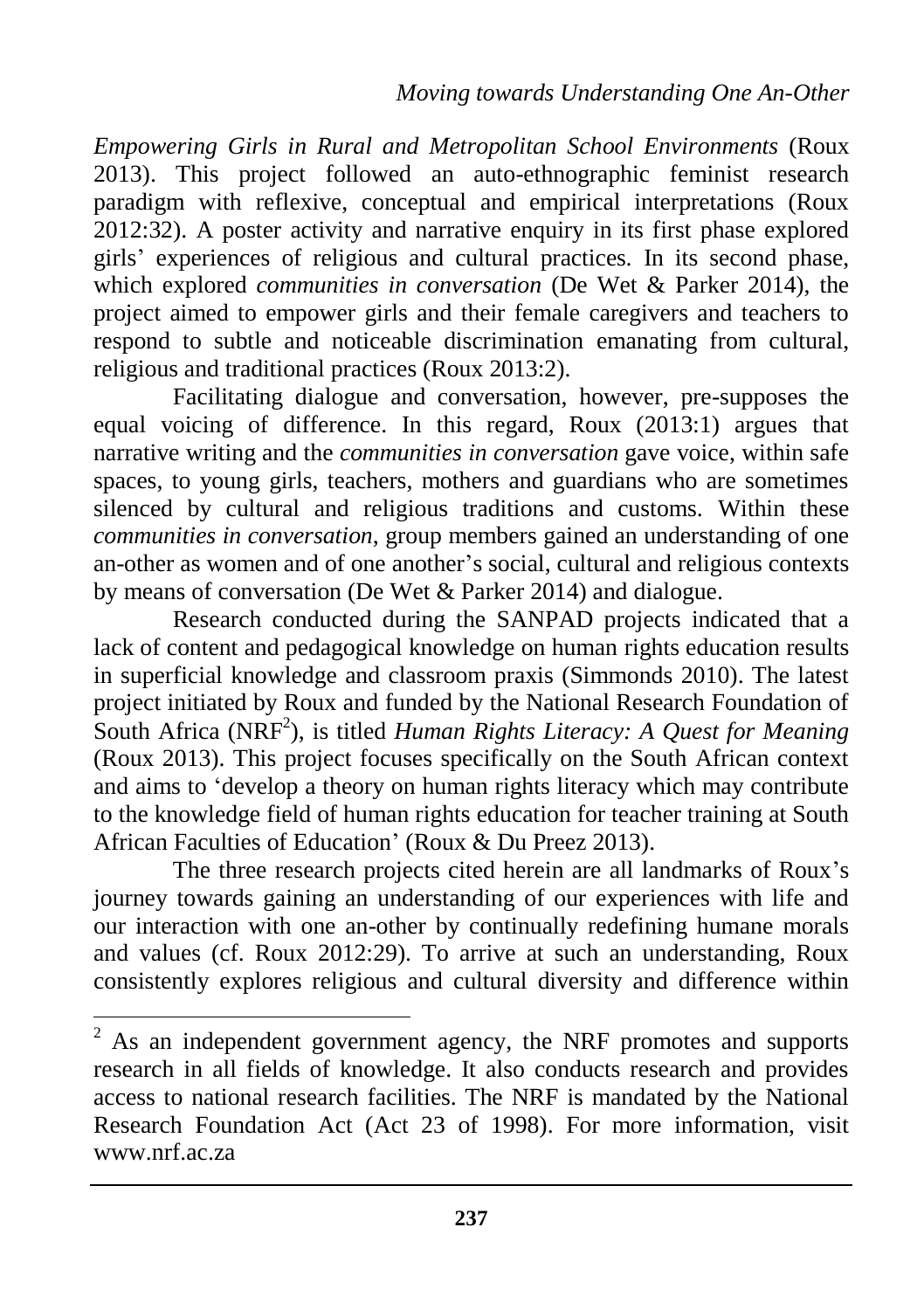*Empowering Girls in Rural and Metropolitan School Environments* (Roux 2013). This project followed an auto-ethnographic feminist research paradigm with reflexive, conceptual and empirical interpretations (Roux 2012:32). A poster activity and narrative enquiry in its first phase explored girls' experiences of religious and cultural practices. In its second phase, which explored *communities in conversation* (De Wet & Parker 2014), the project aimed to empower girls and their female caregivers and teachers to respond to subtle and noticeable discrimination emanating from cultural, religious and traditional practices (Roux 2013:2).

Facilitating dialogue and conversation, however, pre-supposes the equal voicing of difference. In this regard, Roux (2013:1) argues that narrative writing and the *communities in conversation* gave voice, within safe spaces, to young girls, teachers, mothers and guardians who are sometimes silenced by cultural and religious traditions and customs. Within these *communities in conversation*, group members gained an understanding of one an-other as women and of one another's social, cultural and religious contexts by means of conversation (De Wet & Parker 2014) and dialogue.

Research conducted during the SANPAD projects indicated that a lack of content and pedagogical knowledge on human rights education results in superficial knowledge and classroom praxis (Simmonds 2010). The latest project initiated by Roux and funded by the National Research Foundation of South Africa (NRF[2]), is titled *Human Rights Literacy: A Quest for Meaning* (Roux 2013). This project focuses specifically on the South African context and aims to 'develop a theory on human rights literacy which may contribute to the knowledge field of human rights education for teacher training at South African Faculties of Education' (Roux & Du Preez 2013).

The three research projects cited herein are all landmarks of Roux's journey towards gaining an understanding of our experiences with life and our interaction with one an-other by continually redefining humane morals and values (cf. Roux 2012:29). To arrive at such an understanding, Roux consistently explores religious and cultural diversity and difference within

---

[2] As an independent government agency, the NRF promotes and supports research in all fields of knowledge. It also conducts research and provides access to national research facilities. The NRF is mandated by the National Research Foundation Act (Act 23 of 1998). For more information, visit www.nrf.ac.za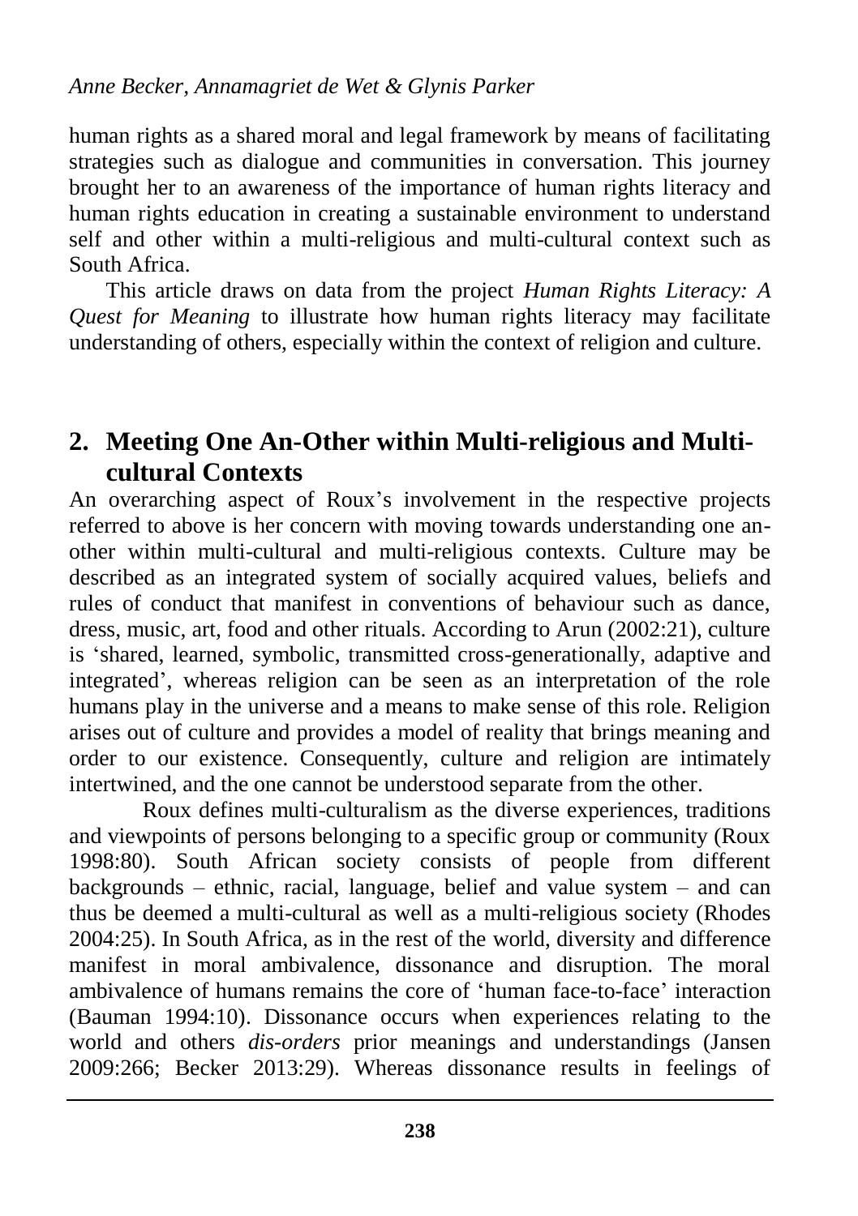human rights as a shared moral and legal framework by means of facilitating strategies such as dialogue and communities in conversation. This journey brought her to an awareness of the importance of human rights literacy and human rights education in creating a sustainable environment to understand self and other within a multi-religious and multi-cultural context such as South Africa.

This article draws on data from the project *Human Rights Literacy: A Quest for Meaning* to illustrate how human rights literacy may facilitate understanding of others, especially within the context of religion and culture.

## 2. Meeting One An-Other within Multi-religious and Multi-cultural Contexts

An overarching aspect of Roux's involvement in the respective projects referred to above is her concern with moving towards understanding one an-other within multi-cultural and multi-religious contexts. Culture may be described as an integrated system of socially acquired values, beliefs and rules of conduct that manifest in conventions of behaviour such as dance, dress, music, art, food and other rituals. According to Arun (2002:21), culture is 'shared, learned, symbolic, transmitted cross-generationally, adaptive and integrated', whereas religion can be seen as an interpretation of the role humans play in the universe and a means to make sense of this role. Religion arises out of culture and provides a model of reality that brings meaning and order to our existence. Consequently, culture and religion are intimately intertwined, and the one cannot be understood separate from the other.

Roux defines multi-culturalism as the diverse experiences, traditions and viewpoints of persons belonging to a specific group or community (Roux 1998:80). South African society consists of people from different backgrounds – ethnic, racial, language, belief and value system – and can thus be deemed a multi-cultural as well as a multi-religious society (Rhodes 2004:25). In South Africa, as in the rest of the world, diversity and difference manifest in moral ambivalence, dissonance and disruption. The moral ambivalence of humans remains the core of 'human face-to-face' interaction (Bauman 1994:10). Dissonance occurs when experiences relating to the world and others *dis-orders* prior meanings and understandings (Jansen 2009:266; Becker 2013:29). Whereas dissonance results in feelings of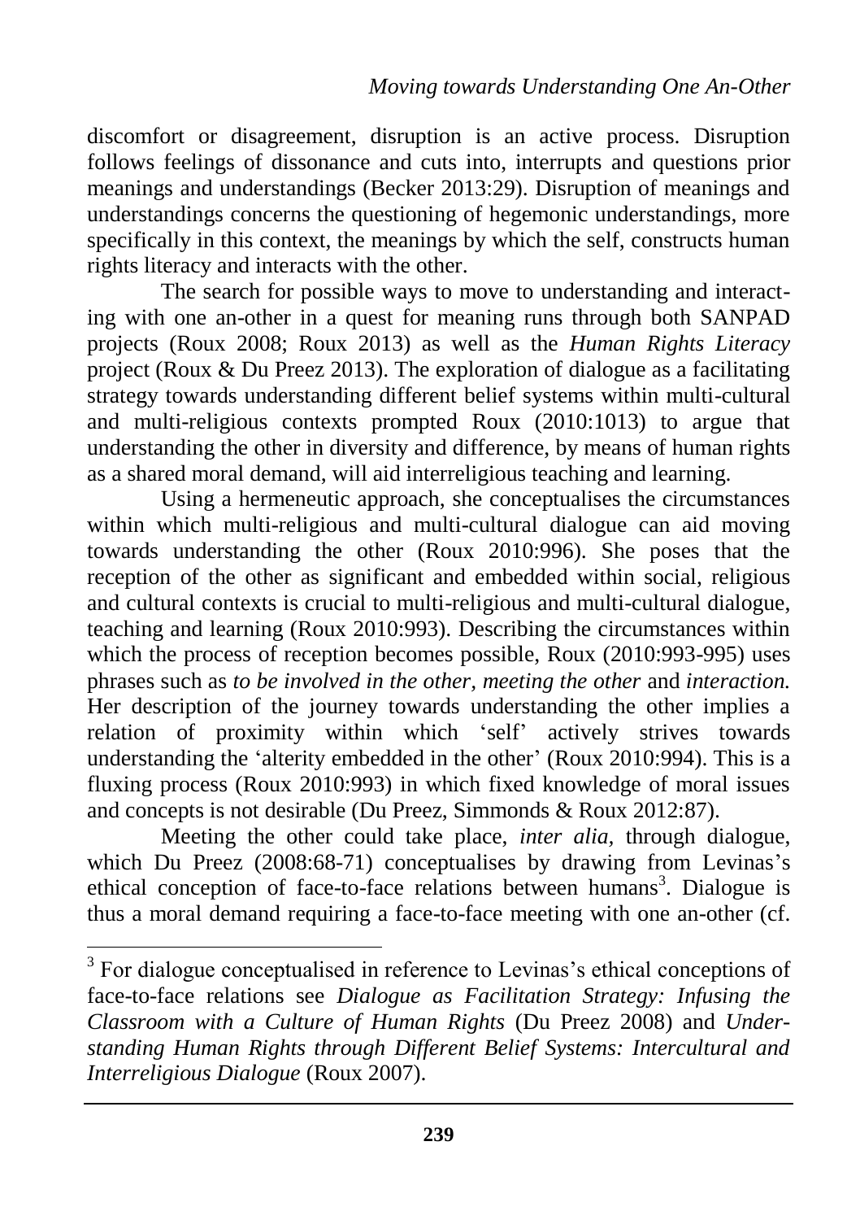discomfort or disagreement, disruption is an active process. Disruption follows feelings of dissonance and cuts into, interrupts and questions prior meanings and understandings (Becker 2013:29). Disruption of meanings and understandings concerns the questioning of hegemonic understandings, more specifically in this context, the meanings by which the self, constructs human rights literacy and interacts with the other.

The search for possible ways to move to understanding and interacting with one an-other in a quest for meaning runs through both SANPAD projects (Roux 2008; Roux 2013) as well as the *Human Rights Literacy* project (Roux & Du Preez 2013). The exploration of dialogue as a facilitating strategy towards understanding different belief systems within multi-cultural and multi-religious contexts prompted Roux (2010:1013) to argue that understanding the other in diversity and difference, by means of human rights as a shared moral demand, will aid interreligious teaching and learning.

Using a hermeneutic approach, she conceptualises the circumstances within which multi-religious and multi-cultural dialogue can aid moving towards understanding the other (Roux 2010:996). She poses that the reception of the other as significant and embedded within social, religious and cultural contexts is crucial to multi-religious and multi-cultural dialogue, teaching and learning (Roux 2010:993). Describing the circumstances within which the process of reception becomes possible, Roux (2010:993-995) uses phrases such as *to be involved in the other, meeting the other* and *interaction.* Her description of the journey towards understanding the other implies a relation of proximity within which 'self' actively strives towards understanding the 'alterity embedded in the other' (Roux 2010:994). This is a fluxing process (Roux 2010:993) in which fixed knowledge of moral issues and concepts is not desirable (Du Preez, Simmonds & Roux 2012:87).

Meeting the other could take place, *inter alia,* through dialogue, which Du Preez (2008:68-71) conceptualises by drawing from Levinas's ethical conception of face-to-face relations between humans[3]. Dialogue is thus a moral demand requiring a face-to-face meeting with one an-other (cf.

---

[3] For dialogue conceptualised in reference to Levinas's ethical conceptions of face-to-face relations see *Dialogue as Facilitation Strategy: Infusing the Classroom with a Culture of Human Rights* (Du Preez 2008) and *Understanding Human Rights through Different Belief Systems: Intercultural and Interreligious Dialogue* (Roux 2007).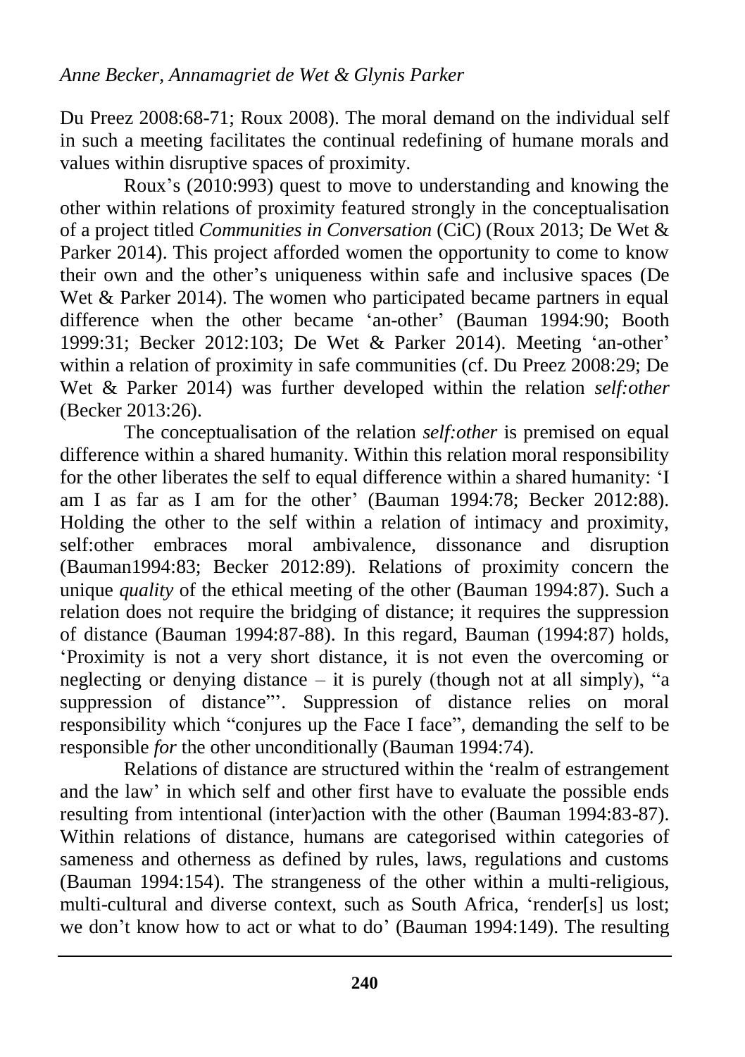Du Preez 2008:68-71; Roux 2008). The moral demand on the individual self in such a meeting facilitates the continual redefining of humane morals and values within disruptive spaces of proximity.

Roux's (2010:993) quest to move to understanding and knowing the other within relations of proximity featured strongly in the conceptualisation of a project titled *Communities in Conversation* (CiC) (Roux 2013; De Wet & Parker 2014). This project afforded women the opportunity to come to know their own and the other's uniqueness within safe and inclusive spaces (De Wet & Parker 2014). The women who participated became partners in equal difference when the other became 'an-other' (Bauman 1994:90; Booth 1999:31; Becker 2012:103; De Wet & Parker 2014). Meeting 'an-other' within a relation of proximity in safe communities (cf. Du Preez 2008:29; De Wet & Parker 2014) was further developed within the relation *self:other* (Becker 2013:26).

The conceptualisation of the relation *self:other* is premised on equal difference within a shared humanity. Within this relation moral responsibility for the other liberates the self to equal difference within a shared humanity: 'I am I as far as I am for the other' (Bauman 1994:78; Becker 2012:88). Holding the other to the self within a relation of intimacy and proximity, self:other embraces moral ambivalence, dissonance and disruption (Bauman1994:83; Becker 2012:89). Relations of proximity concern the unique *quality* of the ethical meeting of the other (Bauman 1994:87). Such a relation does not require the bridging of distance; it requires the suppression of distance (Bauman 1994:87-88). In this regard, Bauman (1994:87) holds, 'Proximity is not a very short distance, it is not even the overcoming or neglecting or denying distance – it is purely (though not at all simply), "a suppression of distance"'. Suppression of distance relies on moral responsibility which "conjures up the Face I face", demanding the self to be responsible *for* the other unconditionally (Bauman 1994:74).

Relations of distance are structured within the 'realm of estrangement and the law' in which self and other first have to evaluate the possible ends resulting from intentional (inter)action with the other (Bauman 1994:83-87). Within relations of distance, humans are categorised within categories of sameness and otherness as defined by rules, laws, regulations and customs (Bauman 1994:154). The strangeness of the other within a multi-religious, multi-cultural and diverse context, such as South Africa, 'render[s] us lost; we don't know how to act or what to do' (Bauman 1994:149). The resulting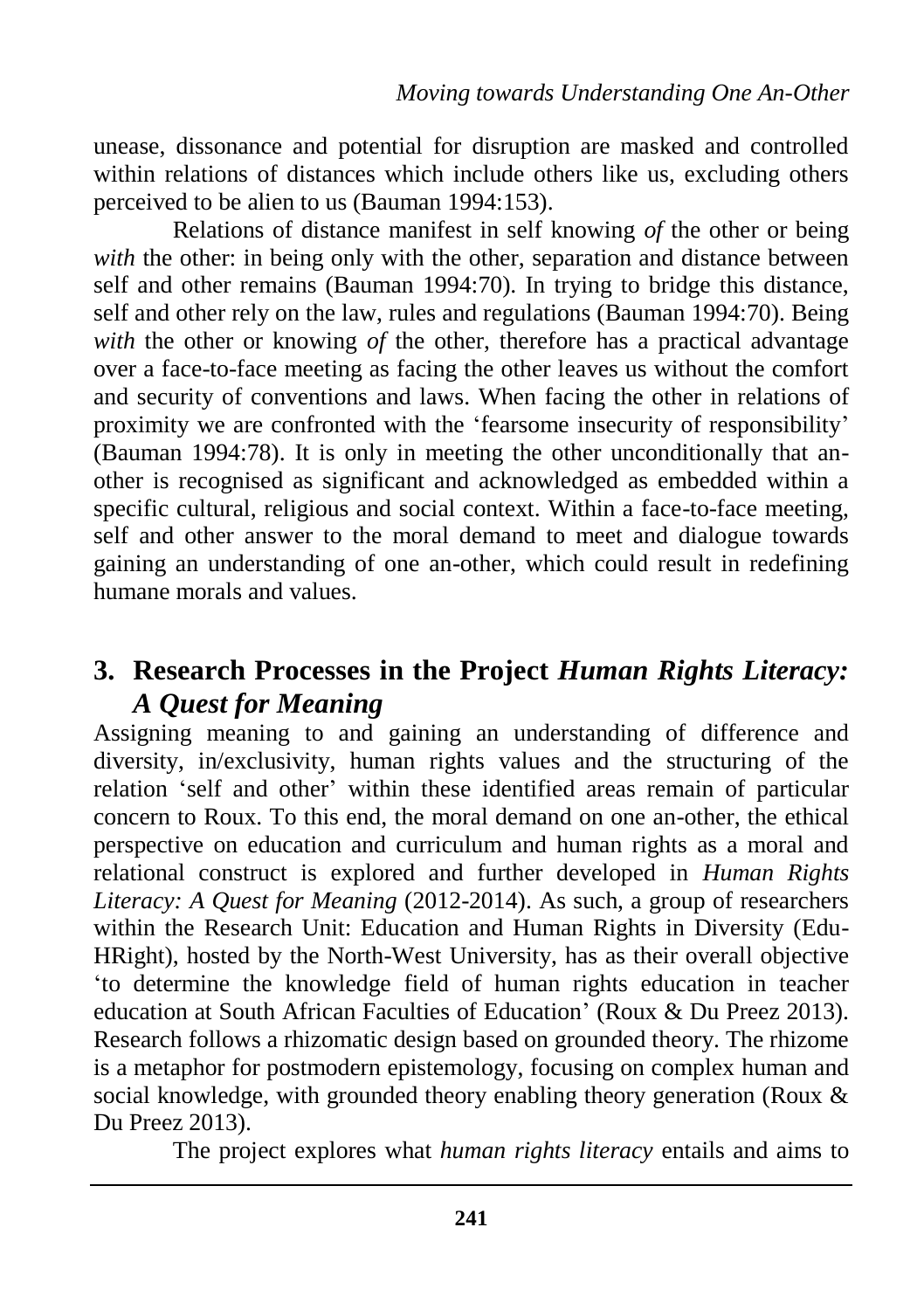unease, dissonance and potential for disruption are masked and controlled within relations of distances which include others like us, excluding others perceived to be alien to us (Bauman 1994:153).

Relations of distance manifest in self knowing *of* the other or being *with* the other: in being only with the other, separation and distance between self and other remains (Bauman 1994:70). In trying to bridge this distance, self and other rely on the law, rules and regulations (Bauman 1994:70). Being *with* the other or knowing *of* the other, therefore has a practical advantage over a face-to-face meeting as facing the other leaves us without the comfort and security of conventions and laws. When facing the other in relations of proximity we are confronted with the 'fearsome insecurity of responsibility' (Bauman 1994:78). It is only in meeting the other unconditionally that an-other is recognised as significant and acknowledged as embedded within a specific cultural, religious and social context. Within a face-to-face meeting, self and other answer to the moral demand to meet and dialogue towards gaining an understanding of one an-other, which could result in redefining humane morals and values.

## 3. Research Processes in the Project *Human Rights Literacy: A Quest for Meaning*

Assigning meaning to and gaining an understanding of difference and diversity, in/exclusivity, human rights values and the structuring of the relation 'self and other' within these identified areas remain of particular concern to Roux. To this end, the moral demand on one an-other, the ethical perspective on education and curriculum and human rights as a moral and relational construct is explored and further developed in *Human Rights Literacy: A Quest for Meaning* (2012-2014). As such, a group of researchers within the Research Unit: Education and Human Rights in Diversity (Edu-HRight), hosted by the North-West University, has as their overall objective 'to determine the knowledge field of human rights education in teacher education at South African Faculties of Education' (Roux & Du Preez 2013). Research follows a rhizomatic design based on grounded theory. The rhizome is a metaphor for postmodern epistemology, focusing on complex human and social knowledge, with grounded theory enabling theory generation (Roux & Du Preez 2013).

The project explores what *human rights literacy* entails and aims to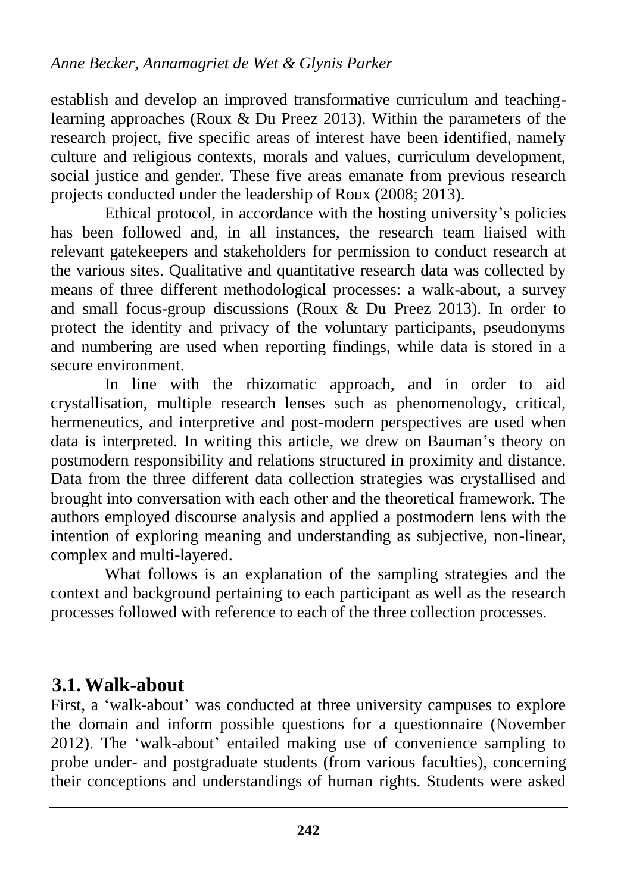establish and develop an improved transformative curriculum and teaching-learning approaches (Roux & Du Preez 2013). Within the parameters of the research project, five specific areas of interest have been identified, namely culture and religious contexts, morals and values, curriculum development, social justice and gender. These five areas emanate from previous research projects conducted under the leadership of Roux (2008; 2013).

Ethical protocol, in accordance with the hosting university's policies has been followed and, in all instances, the research team liaised with relevant gatekeepers and stakeholders for permission to conduct research at the various sites. Qualitative and quantitative research data was collected by means of three different methodological processes: a walk-about, a survey and small focus-group discussions (Roux & Du Preez 2013). In order to protect the identity and privacy of the voluntary participants, pseudonyms and numbering are used when reporting findings, while data is stored in a secure environment.

In line with the rhizomatic approach, and in order to aid crystallisation, multiple research lenses such as phenomenology, critical, hermeneutics, and interpretive and post-modern perspectives are used when data is interpreted. In writing this article, we drew on Bauman's theory on postmodern responsibility and relations structured in proximity and distance. Data from the three different data collection strategies was crystallised and brought into conversation with each other and the theoretical framework. The authors employed discourse analysis and applied a postmodern lens with the intention of exploring meaning and understanding as subjective, non-linear, complex and multi-layered.

What follows is an explanation of the sampling strategies and the context and background pertaining to each participant as well as the research processes followed with reference to each of the three collection processes.

## 3.1. Walk-about

First, a 'walk-about' was conducted at three university campuses to explore the domain and inform possible questions for a questionnaire (November 2012). The 'walk-about' entailed making use of convenience sampling to probe under- and postgraduate students (from various faculties), concerning their conceptions and understandings of human rights. Students were asked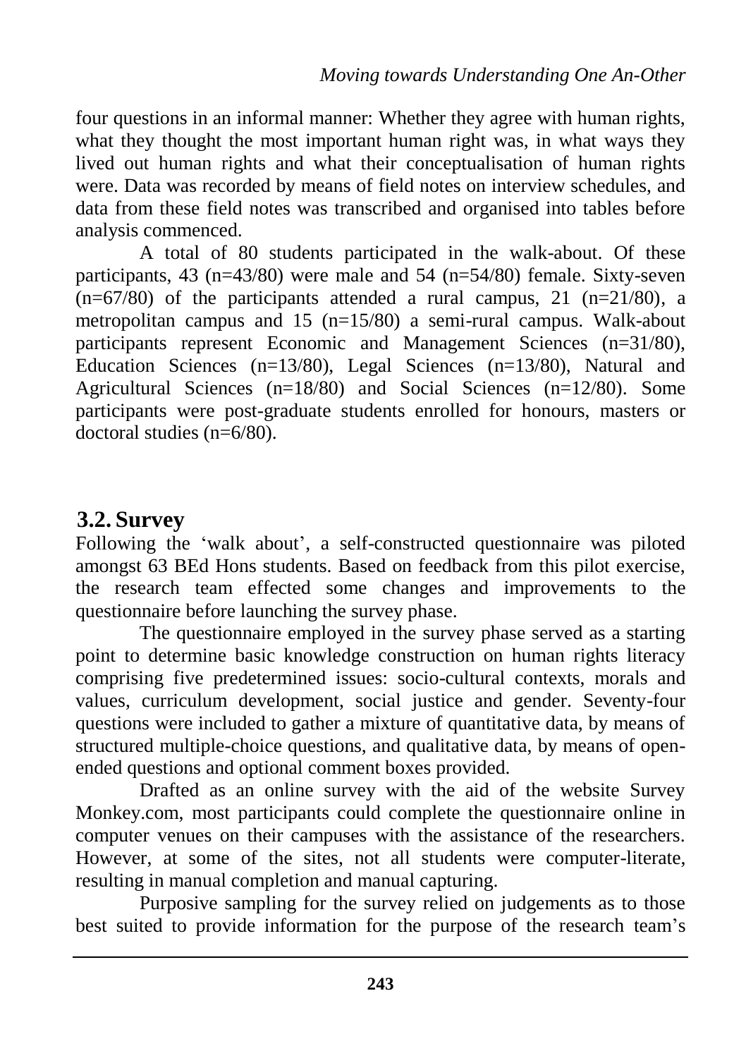four questions in an informal manner: Whether they agree with human rights, what they thought the most important human right was, in what ways they lived out human rights and what their conceptualisation of human rights were. Data was recorded by means of field notes on interview schedules, and data from these field notes was transcribed and organised into tables before analysis commenced.

A total of 80 students participated in the walk-about. Of these participants, 43 (n=43/80) were male and 54 (n=54/80) female. Sixty-seven (n=67/80) of the participants attended a rural campus, 21 (n=21/80), a metropolitan campus and 15 (n=15/80) a semi-rural campus. Walk-about participants represent Economic and Management Sciences (n=31/80), Education Sciences (n=13/80), Legal Sciences (n=13/80), Natural and Agricultural Sciences (n=18/80) and Social Sciences (n=12/80). Some participants were post-graduate students enrolled for honours, masters or doctoral studies (n=6/80).

## 3.2. Survey

Following the 'walk about', a self-constructed questionnaire was piloted amongst 63 BEd Hons students. Based on feedback from this pilot exercise, the research team effected some changes and improvements to the questionnaire before launching the survey phase.

The questionnaire employed in the survey phase served as a starting point to determine basic knowledge construction on human rights literacy comprising five predetermined issues: socio-cultural contexts, morals and values, curriculum development, social justice and gender. Seventy-four questions were included to gather a mixture of quantitative data, by means of structured multiple-choice questions, and qualitative data, by means of open-ended questions and optional comment boxes provided.

Drafted as an online survey with the aid of the website Survey Monkey.com, most participants could complete the questionnaire online in computer venues on their campuses with the assistance of the researchers. However, at some of the sites, not all students were computer-literate, resulting in manual completion and manual capturing.

Purposive sampling for the survey relied on judgements as to those best suited to provide information for the purpose of the research team's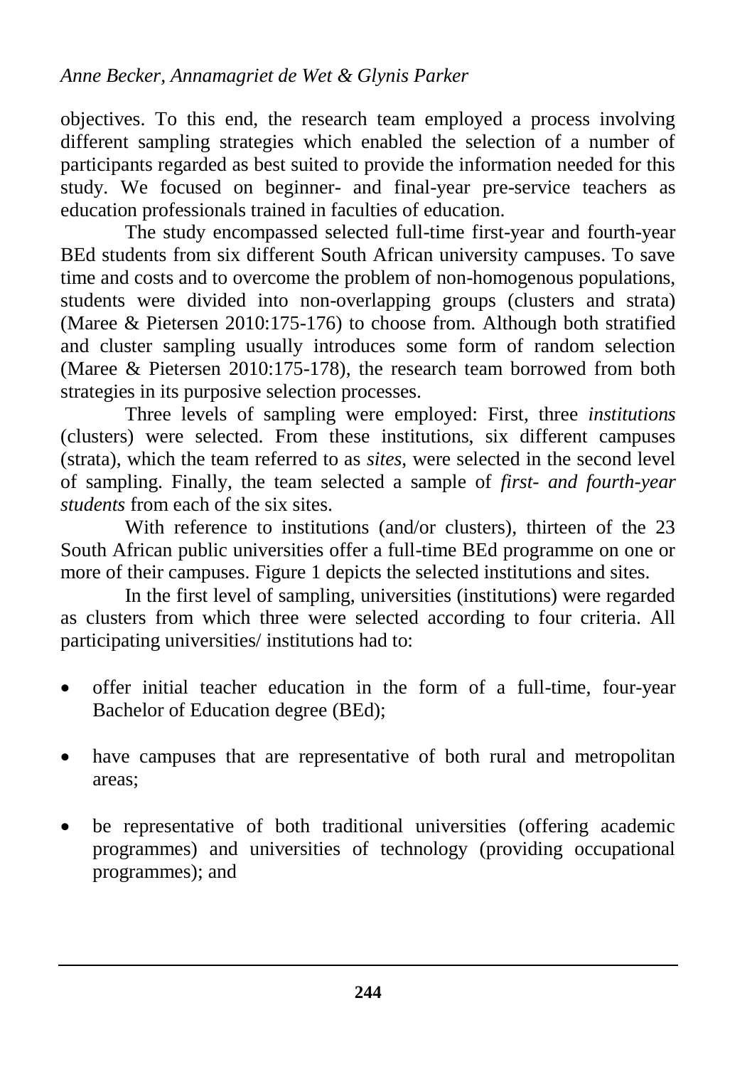objectives. To this end, the research team employed a process involving different sampling strategies which enabled the selection of a number of participants regarded as best suited to provide the information needed for this study. We focused on beginner- and final-year pre-service teachers as education professionals trained in faculties of education.

The study encompassed selected full-time first-year and fourth-year BEd students from six different South African university campuses. To save time and costs and to overcome the problem of non-homogenous populations, students were divided into non-overlapping groups (clusters and strata) (Maree & Pietersen 2010:175-176) to choose from. Although both stratified and cluster sampling usually introduces some form of random selection (Maree & Pietersen 2010:175-178), the research team borrowed from both strategies in its purposive selection processes.

Three levels of sampling were employed: First, three *institutions* (clusters) were selected. From these institutions, six different campuses (strata), which the team referred to as *sites*, were selected in the second level of sampling. Finally, the team selected a sample of *first- and fourth-year students* from each of the six sites.

With reference to institutions (and/or clusters), thirteen of the 23 South African public universities offer a full-time BEd programme on one or more of their campuses. Figure 1 depicts the selected institutions and sites.

In the first level of sampling, universities (institutions) were regarded as clusters from which three were selected according to four criteria. All participating universities/ institutions had to:

- offer initial teacher education in the form of a full-time, four-year Bachelor of Education degree (BEd);
- have campuses that are representative of both rural and metropolitan areas;
- be representative of both traditional universities (offering academic programmes) and universities of technology (providing occupational programmes); and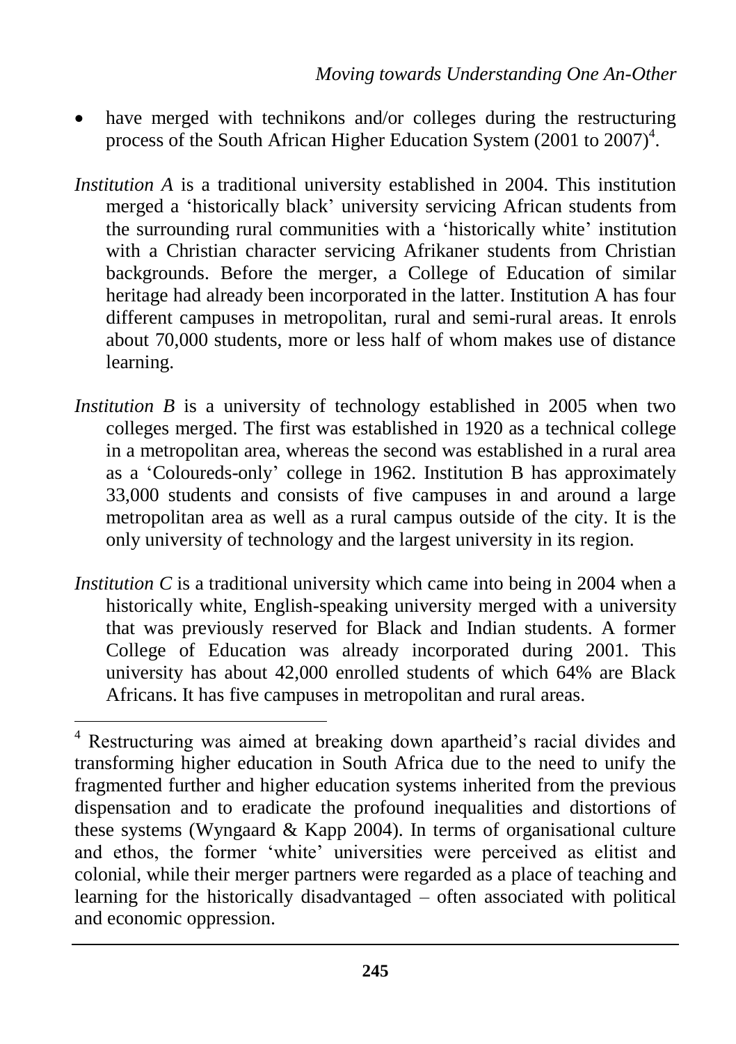- have merged with technikons and/or colleges during the restructuring process of the South African Higher Education System (2001 to 2007)[4].

*Institution A* is a traditional university established in 2004. This institution merged a 'historically black' university servicing African students from the surrounding rural communities with a 'historically white' institution with a Christian character servicing Afrikaner students from Christian backgrounds. Before the merger, a College of Education of similar heritage had already been incorporated in the latter. Institution A has four different campuses in metropolitan, rural and semi-rural areas. It enrols about 70,000 students, more or less half of whom makes use of distance learning.

*Institution B* is a university of technology established in 2005 when two colleges merged. The first was established in 1920 as a technical college in a metropolitan area, whereas the second was established in a rural area as a 'Coloureds-only' college in 1962. Institution B has approximately 33,000 students and consists of five campuses in and around a large metropolitan area as well as a rural campus outside of the city. It is the only university of technology and the largest university in its region.

*Institution C* is a traditional university which came into being in 2004 when a historically white, English-speaking university merged with a university that was previously reserved for Black and Indian students. A former College of Education was already incorporated during 2001. This university has about 42,000 enrolled students of which 64% are Black Africans. It has five campuses in metropolitan and rural areas.

---

[4] Restructuring was aimed at breaking down apartheid's racial divides and transforming higher education in South Africa due to the need to unify the fragmented further and higher education systems inherited from the previous dispensation and to eradicate the profound inequalities and distortions of these systems (Wyngaard & Kapp 2004). In terms of organisational culture and ethos, the former 'white' universities were perceived as elitist and colonial, while their merger partners were regarded as a place of teaching and learning for the historically disadvantaged – often associated with political and economic oppression.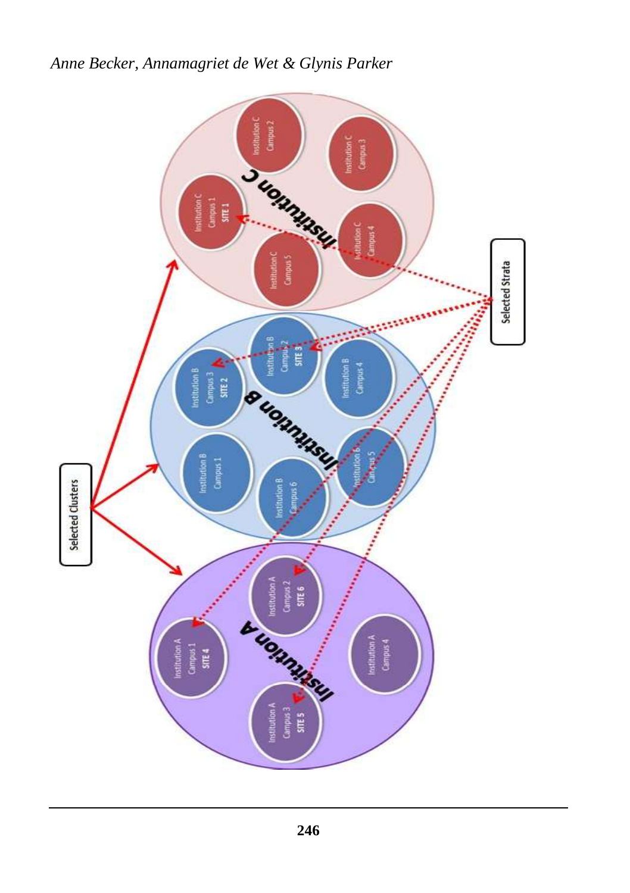Selected Clusters

Selected Strata

Institution A

Institution A Campus 1 SITE 4

Institution A Campus 2 SITE 6

Institution A Campus 3 SITE 5

Institution A Campus 4

Institution B

Institution B Campus 1

Institution B Campus 2 SITE 3

Institution B Campus 3 SITE 2

Institution B Campus 4

Institution B Campus 5

Institution B Campus 6

Institution C

Institution C Campus 1 SITE 1

Institution C Campus 2

Institution C Campus 3

Institution C Campus 4

Institution C Campus 5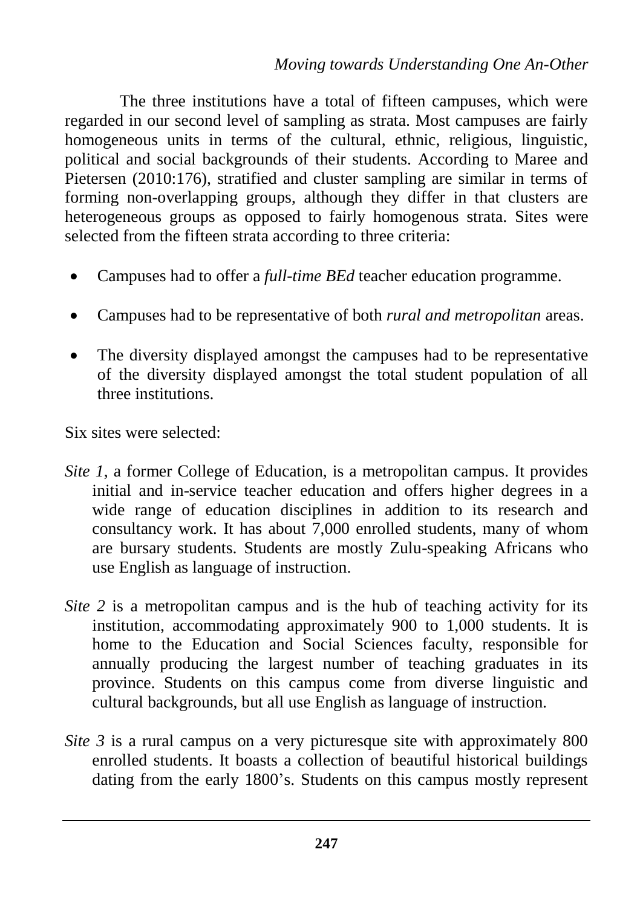The three institutions have a total of fifteen campuses, which were regarded in our second level of sampling as strata. Most campuses are fairly homogeneous units in terms of the cultural, ethnic, religious, linguistic, political and social backgrounds of their students. According to Maree and Pietersen (2010:176), stratified and cluster sampling are similar in terms of forming non-overlapping groups, although they differ in that clusters are heterogeneous groups as opposed to fairly homogenous strata. Sites were selected from the fifteen strata according to three criteria:

- Campuses had to offer a *full-time BEd* teacher education programme.
- Campuses had to be representative of both *rural and metropolitan* areas.
- The diversity displayed amongst the campuses had to be representative of the diversity displayed amongst the total student population of all three institutions.

Six sites were selected:

*Site 1*, a former College of Education, is a metropolitan campus. It provides initial and in-service teacher education and offers higher degrees in a wide range of education disciplines in addition to its research and consultancy work. It has about 7,000 enrolled students, many of whom are bursary students. Students are mostly Zulu-speaking Africans who use English as language of instruction.

*Site 2* is a metropolitan campus and is the hub of teaching activity for its institution, accommodating approximately 900 to 1,000 students. It is home to the Education and Social Sciences faculty, responsible for annually producing the largest number of teaching graduates in its province. Students on this campus come from diverse linguistic and cultural backgrounds, but all use English as language of instruction.

*Site 3* is a rural campus on a very picturesque site with approximately 800 enrolled students. It boasts a collection of beautiful historical buildings dating from the early 1800's. Students on this campus mostly represent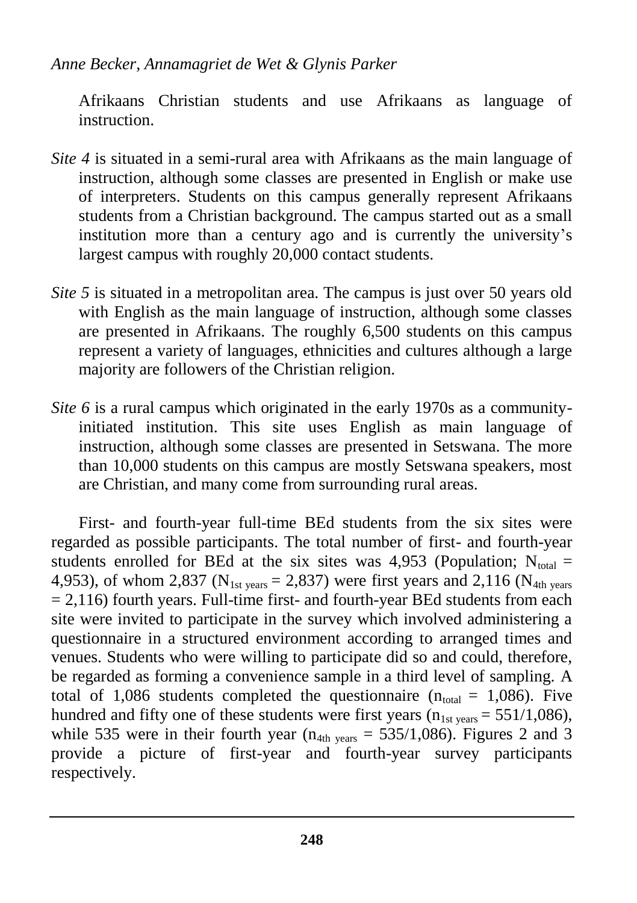Afrikaans Christian students and use Afrikaans as language of instruction.

*Site 4* is situated in a semi-rural area with Afrikaans as the main language of instruction, although some classes are presented in English or make use of interpreters. Students on this campus generally represent Afrikaans students from a Christian background. The campus started out as a small institution more than a century ago and is currently the university's largest campus with roughly 20,000 contact students.

*Site 5* is situated in a metropolitan area. The campus is just over 50 years old with English as the main language of instruction, although some classes are presented in Afrikaans. The roughly 6,500 students on this campus represent a variety of languages, ethnicities and cultures although a large majority are followers of the Christian religion.

*Site 6* is a rural campus which originated in the early 1970s as a community-initiated institution. This site uses English as main language of instruction, although some classes are presented in Setswana. The more than 10,000 students on this campus are mostly Setswana speakers, most are Christian, and many come from surrounding rural areas.

First- and fourth-year full-time BEd students from the six sites were regarded as possible participants. The total number of first- and fourth-year students enrolled for BEd at the six sites was 4,953 (Population; $N_{total} = 4{,}953$), of whom 2,837 ($N_{1st\ years} = 2{,}837$) were first years and 2,116 ($N_{4th\ years} = 2{,}116$) fourth years. Full-time first- and fourth-year BEd students from each site were invited to participate in the survey which involved administering a questionnaire in a structured environment according to arranged times and venues. Students who were willing to participate did so and could, therefore, be regarded as forming a convenience sample in a third level of sampling. A total of 1,086 students completed the questionnaire ($n_{total} = 1{,}086$). Five hundred and fifty one of these students were first years ($n_{1st\ years} = 551/1{,}086$), while 535 were in their fourth year ($n_{4th\ years} = 535/1{,}086$). Figures 2 and 3 provide a picture of first-year and fourth-year survey participants respectively.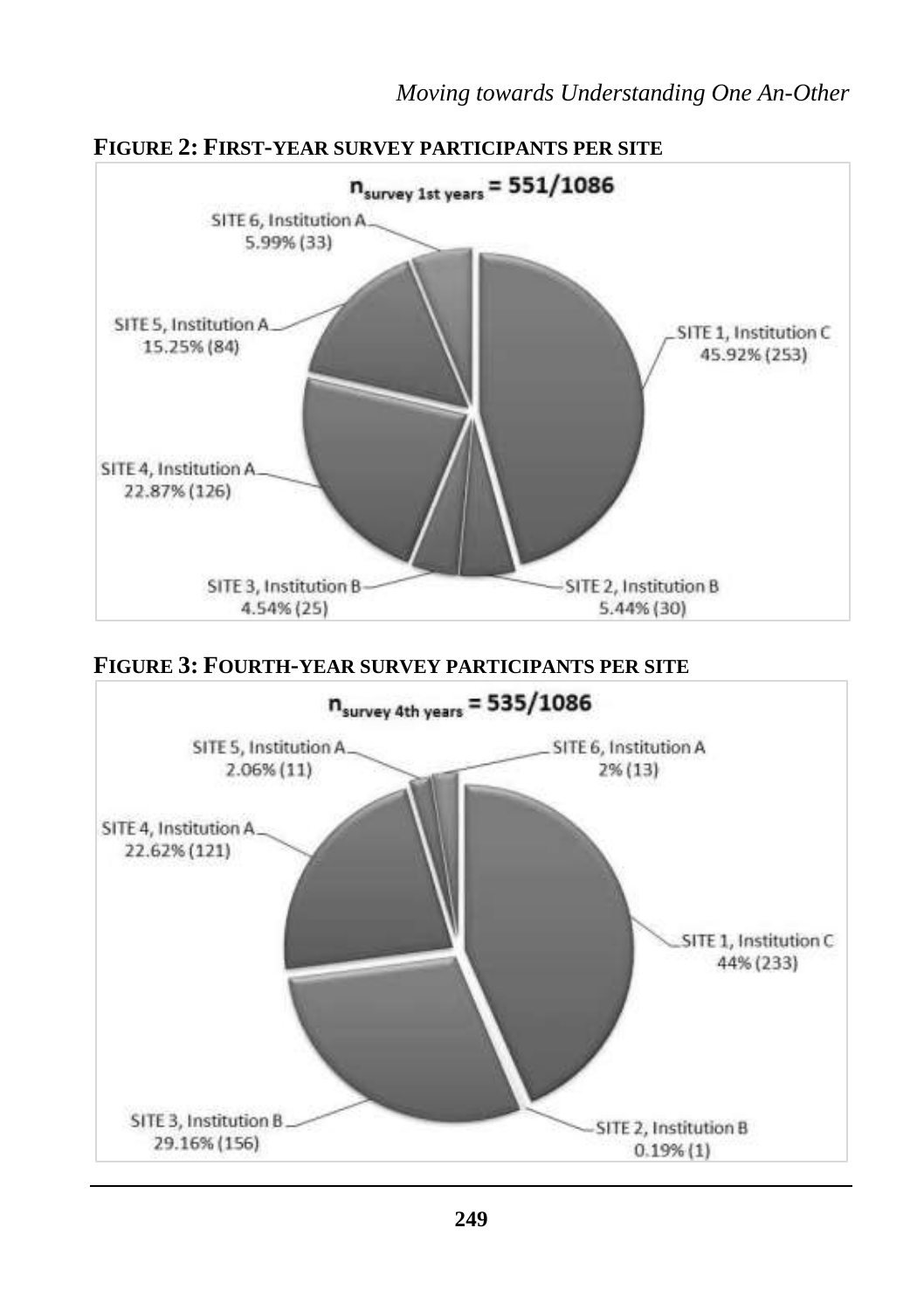**FIGURE 2: FIRST-YEAR SURVEY PARTICIPANTS PER SITE**

$n_{survey\ 1st\ years}$ = 551/1086

- SITE 1, Institution C 45.92% (253)
- SITE 2, Institution B 5.44% (30)
- SITE 3, Institution B 4.54% (25)
- SITE 4, Institution A 22.87% (126)
- SITE 5, Institution A 15.25% (84)
- SITE 6, Institution A 5.99% (33)

**FIGURE 3: FOURTH-YEAR SURVEY PARTICIPANTS PER SITE**

$n_{survey\ 4th\ years}$ = 535/1086

- SITE 1, Institution C 44% (233)
- SITE 2, Institution B 0.19% (1)
- SITE 3, Institution B 29.16% (156)
- SITE 4, Institution A 22.62% (121)
- SITE 5, Institution A 2.06% (11)
- SITE 6, Institution A 2% (13)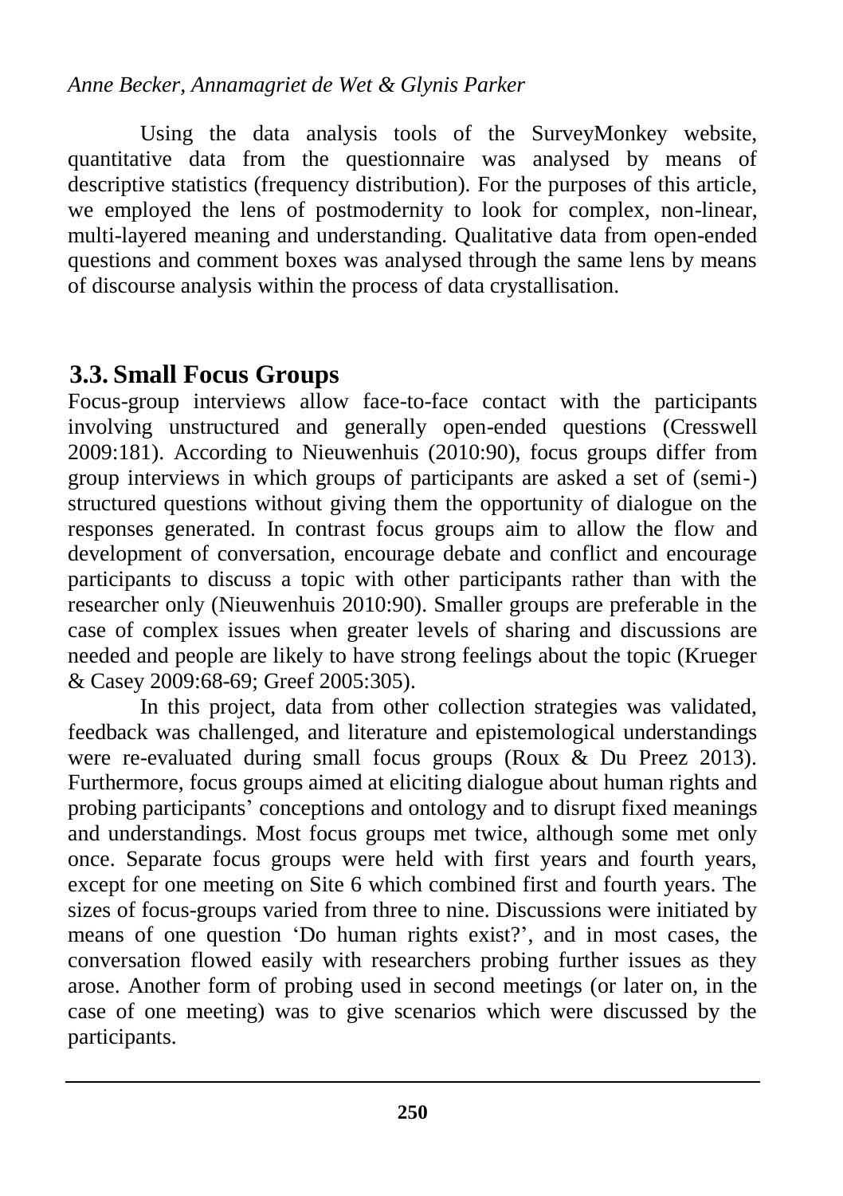Using the data analysis tools of the SurveyMonkey website, quantitative data from the questionnaire was analysed by means of descriptive statistics (frequency distribution). For the purposes of this article, we employed the lens of postmodernity to look for complex, non-linear, multi-layered meaning and understanding. Qualitative data from open-ended questions and comment boxes was analysed through the same lens by means of discourse analysis within the process of data crystallisation.

## 3.3. Small Focus Groups

Focus-group interviews allow face-to-face contact with the participants involving unstructured and generally open-ended questions (Cresswell 2009:181). According to Nieuwenhuis (2010:90), focus groups differ from group interviews in which groups of participants are asked a set of (semi-) structured questions without giving them the opportunity of dialogue on the responses generated. In contrast focus groups aim to allow the flow and development of conversation, encourage debate and conflict and encourage participants to discuss a topic with other participants rather than with the researcher only (Nieuwenhuis 2010:90). Smaller groups are preferable in the case of complex issues when greater levels of sharing and discussions are needed and people are likely to have strong feelings about the topic (Krueger & Casey 2009:68-69; Greef 2005:305).

In this project, data from other collection strategies was validated, feedback was challenged, and literature and epistemological understandings were re-evaluated during small focus groups (Roux & Du Preez 2013). Furthermore, focus groups aimed at eliciting dialogue about human rights and probing participants' conceptions and ontology and to disrupt fixed meanings and understandings. Most focus groups met twice, although some met only once. Separate focus groups were held with first years and fourth years, except for one meeting on Site 6 which combined first and fourth years. The sizes of focus-groups varied from three to nine. Discussions were initiated by means of one question 'Do human rights exist?', and in most cases, the conversation flowed easily with researchers probing further issues as they arose. Another form of probing used in second meetings (or later on, in the case of one meeting) was to give scenarios which were discussed by the participants.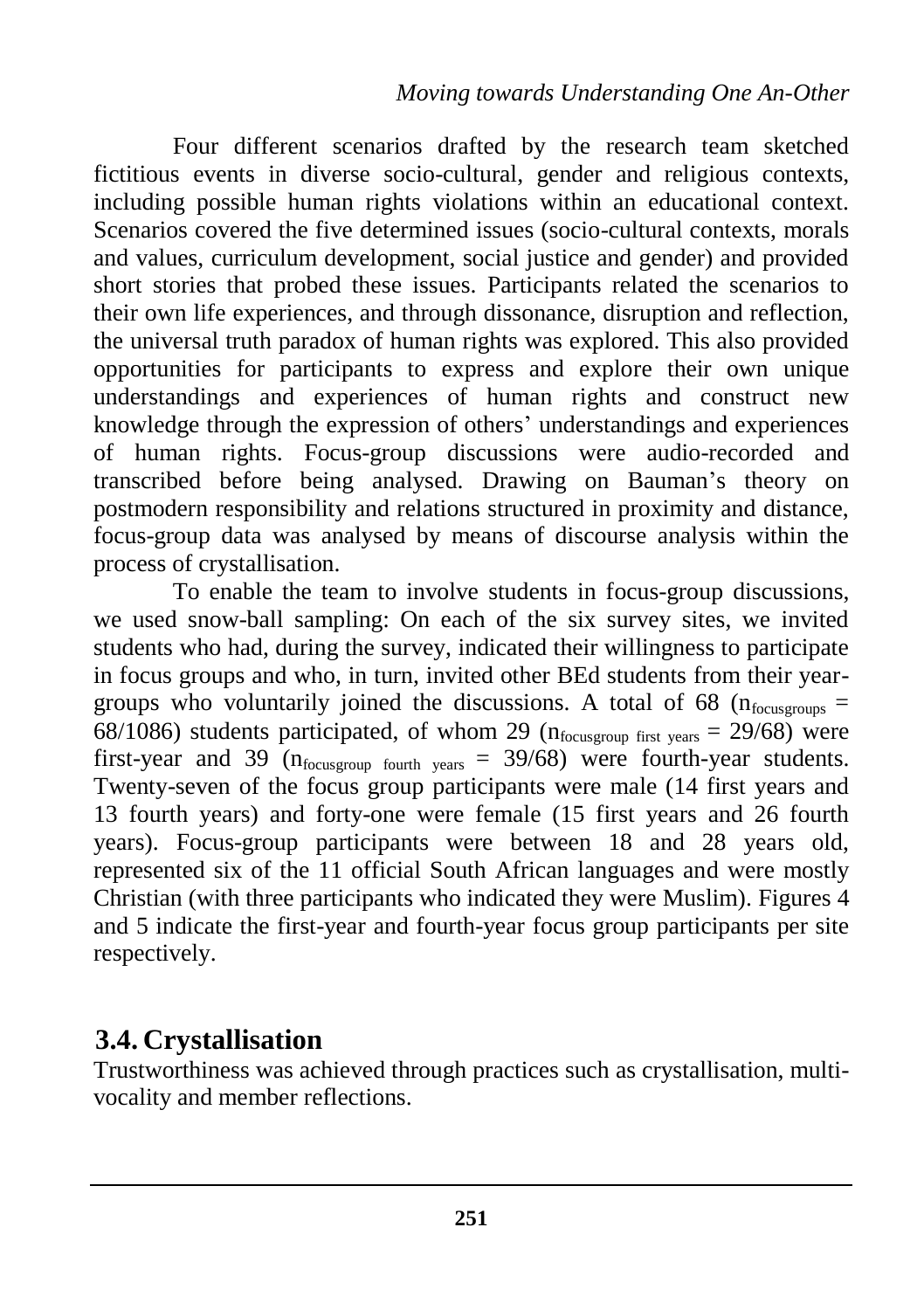Four different scenarios drafted by the research team sketched fictitious events in diverse socio-cultural, gender and religious contexts, including possible human rights violations within an educational context. Scenarios covered the five determined issues (socio-cultural contexts, morals and values, curriculum development, social justice and gender) and provided short stories that probed these issues. Participants related the scenarios to their own life experiences, and through dissonance, disruption and reflection, the universal truth paradox of human rights was explored. This also provided opportunities for participants to express and explore their own unique understandings and experiences of human rights and construct new knowledge through the expression of others' understandings and experiences of human rights. Focus-group discussions were audio-recorded and transcribed before being analysed. Drawing on Bauman's theory on postmodern responsibility and relations structured in proximity and distance, focus-group data was analysed by means of discourse analysis within the process of crystallisation.

To enable the team to involve students in focus-group discussions, we used snow-ball sampling: On each of the six survey sites, we invited students who had, during the survey, indicated their willingness to participate in focus groups and who, in turn, invited other BEd students from their year-groups who voluntarily joined the discussions. A total of 68 ($n_{focusgroups}$ = 68/1086) students participated, of whom 29 ($n_{focusgroup\ first\ years}$ = 29/68) were first-year and 39 ($n_{focusgroup\ fourth\ years}$ = 39/68) were fourth-year students. Twenty-seven of the focus group participants were male (14 first years and 13 fourth years) and forty-one were female (15 first years and 26 fourth years). Focus-group participants were between 18 and 28 years old, represented six of the 11 official South African languages and were mostly Christian (with three participants who indicated they were Muslim). Figures 4 and 5 indicate the first-year and fourth-year focus group participants per site respectively.

## 3.4. Crystallisation

Trustworthiness was achieved through practices such as crystallisation, multi-vocality and member reflections.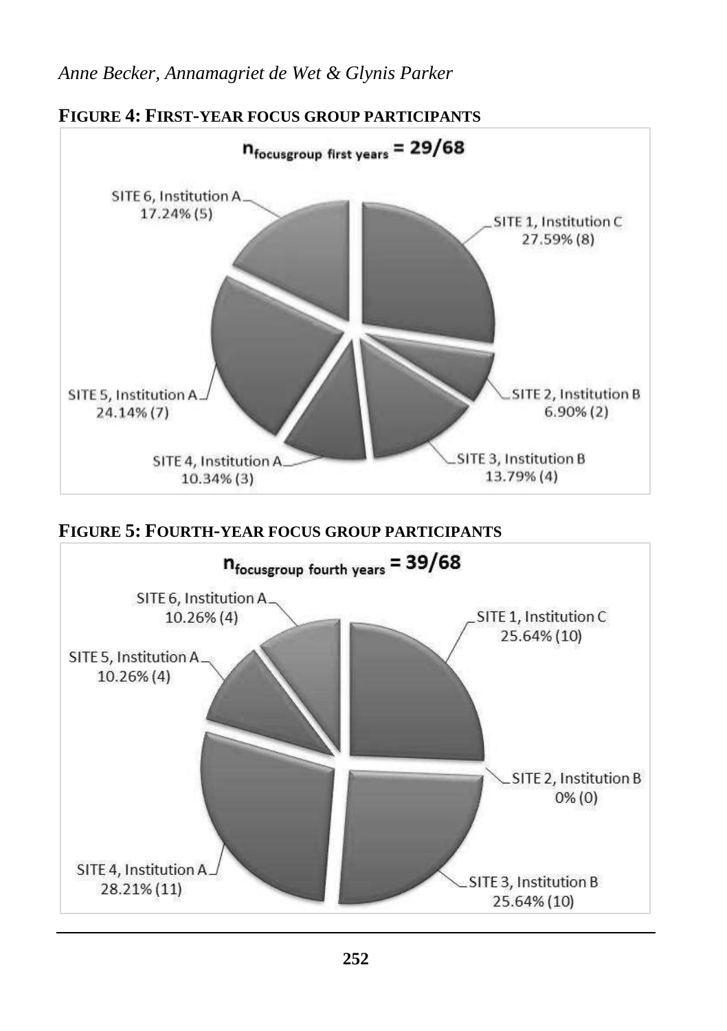**FIGURE 4: FIRST-YEAR FOCUS GROUP PARTICIPANTS**

$n_{focusgroup\ first\ years} = 29/68$

SITE 1, Institution C 27.59% (8)

SITE 2, Institution B 6.90% (2)

SITE 3, Institution B 13.79% (4)

SITE 4, Institution A 10.34% (3)

SITE 5, Institution A 24.14% (7)

SITE 6, Institution A 17.24% (5)

**FIGURE 5: FOURTH-YEAR FOCUS GROUP PARTICIPANTS**

$n_{focusgroup\ fourth\ years} = 39/68$

SITE 1, Institution C 25.64% (10)

SITE 2, Institution B 0% (0)

SITE 3, Institution B 25.64% (10)

SITE 4, Institution A 28.21% (11)

SITE 5, Institution A 10.26% (4)

SITE 6, Institution A 10.26% (4)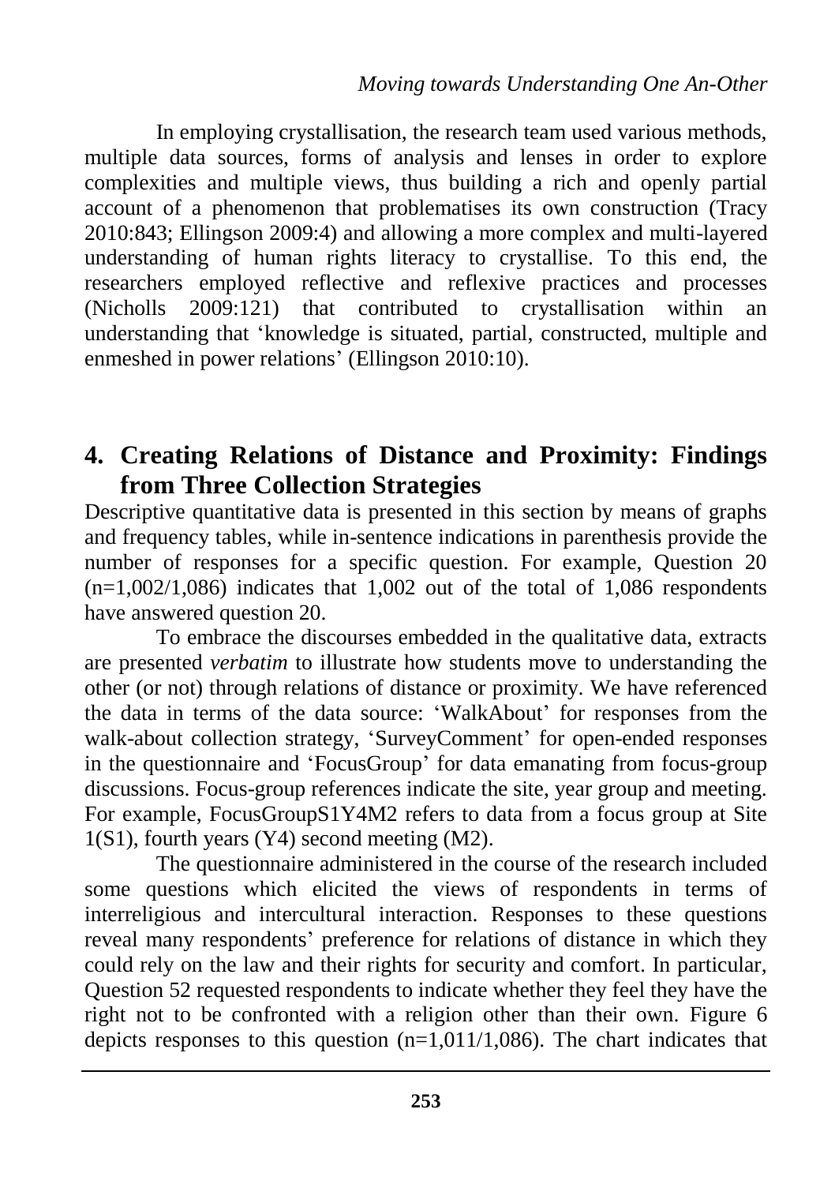In employing crystallisation, the research team used various methods, multiple data sources, forms of analysis and lenses in order to explore complexities and multiple views, thus building a rich and openly partial account of a phenomenon that problematises its own construction (Tracy 2010:843; Ellingson 2009:4) and allowing a more complex and multi-layered understanding of human rights literacy to crystallise. To this end, the researchers employed reflective and reflexive practices and processes (Nicholls 2009:121) that contributed to crystallisation within an understanding that 'knowledge is situated, partial, constructed, multiple and enmeshed in power relations' (Ellingson 2010:10).

## 4. Creating Relations of Distance and Proximity: Findings from Three Collection Strategies

Descriptive quantitative data is presented in this section by means of graphs and frequency tables, while in-sentence indications in parenthesis provide the number of responses for a specific question. For example, Question 20 (n=1,002/1,086) indicates that 1,002 out of the total of 1,086 respondents have answered question 20.

To embrace the discourses embedded in the qualitative data, extracts are presented *verbatim* to illustrate how students move to understanding the other (or not) through relations of distance or proximity. We have referenced the data in terms of the data source: 'WalkAbout' for responses from the walk-about collection strategy, 'SurveyComment' for open-ended responses in the questionnaire and 'FocusGroup' for data emanating from focus-group discussions. Focus-group references indicate the site, year group and meeting. For example, FocusGroupS1Y4M2 refers to data from a focus group at Site 1(S1), fourth years (Y4) second meeting (M2).

The questionnaire administered in the course of the research included some questions which elicited the views of respondents in terms of interreligious and intercultural interaction. Responses to these questions reveal many respondents' preference for relations of distance in which they could rely on the law and their rights for security and comfort. In particular, Question 52 requested respondents to indicate whether they feel they have the right not to be confronted with a religion other than their own. Figure 6 depicts responses to this question (n=1,011/1,086). The chart indicates that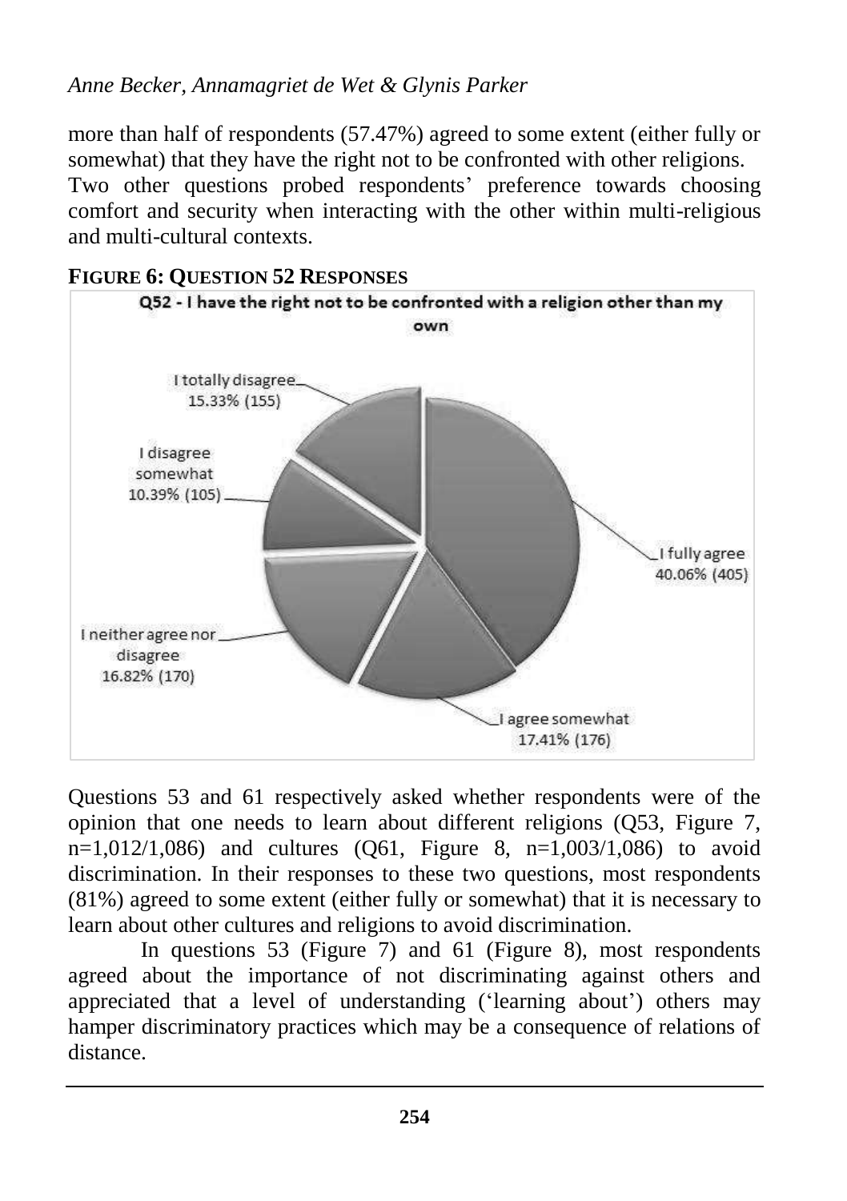more than half of respondents (57.47%) agreed to some extent (either fully or somewhat) that they have the right not to be confronted with other religions. Two other questions probed respondents' preference towards choosing comfort and security when interacting with the other within multi-religious and multi-cultural contexts.

**FIGURE 6: QUESTION 52 RESPONSES**

Q52 - I have the right not to be confronted with a religion other than my own

- I fully agree 40.06% (405)
- I agree somewhat 17.41% (176)
- I neither agree nor disagree 16.82% (170)
- I disagree somewhat 10.39% (105)
- I totally disagree 15.33% (155)

Questions 53 and 61 respectively asked whether respondents were of the opinion that one needs to learn about different religions (Q53, Figure 7, n=1,012/1,086) and cultures (Q61, Figure 8, n=1,003/1,086) to avoid discrimination. In their responses to these two questions, most respondents (81%) agreed to some extent (either fully or somewhat) that it is necessary to learn about other cultures and religions to avoid discrimination.

In questions 53 (Figure 7) and 61 (Figure 8), most respondents agreed about the importance of not discriminating against others and appreciated that a level of understanding ('learning about') others may hamper discriminatory practices which may be a consequence of relations of distance.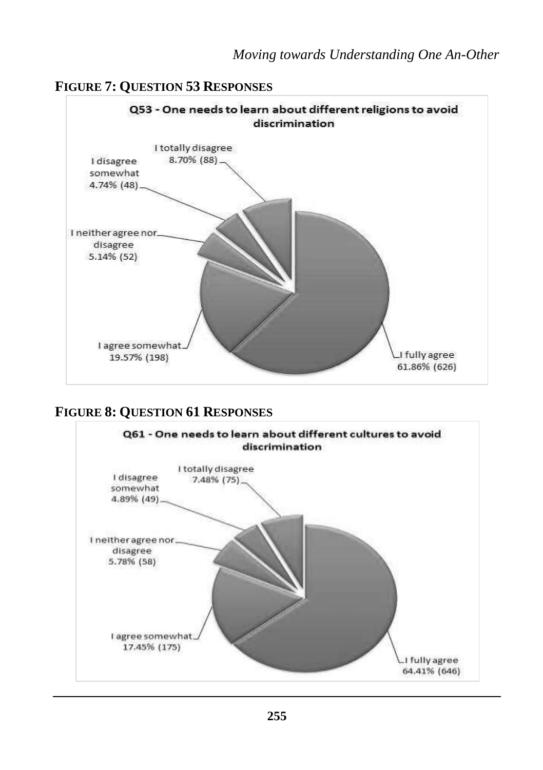**FIGURE 7: QUESTION 53 RESPONSES**

Q53 - One needs to learn about different religions to avoid discrimination

- I totally disagree 8.70% (88)
- I disagree somewhat 4.74% (48)
- I neither agree nor disagree 5.14% (52)
- I agree somewhat 19.57% (198)
- I fully agree 61.86% (626)

**FIGURE 8: QUESTION 61 RESPONSES**

Q61 - One needs to learn about different cultures to avoid discrimination

- I totally disagree 7.48% (75)
- I disagree somewhat 4.89% (49)
- I neither agree nor disagree 5.78% (58)
- I agree somewhat 17.45% (175)
- I fully agree 64.41% (646)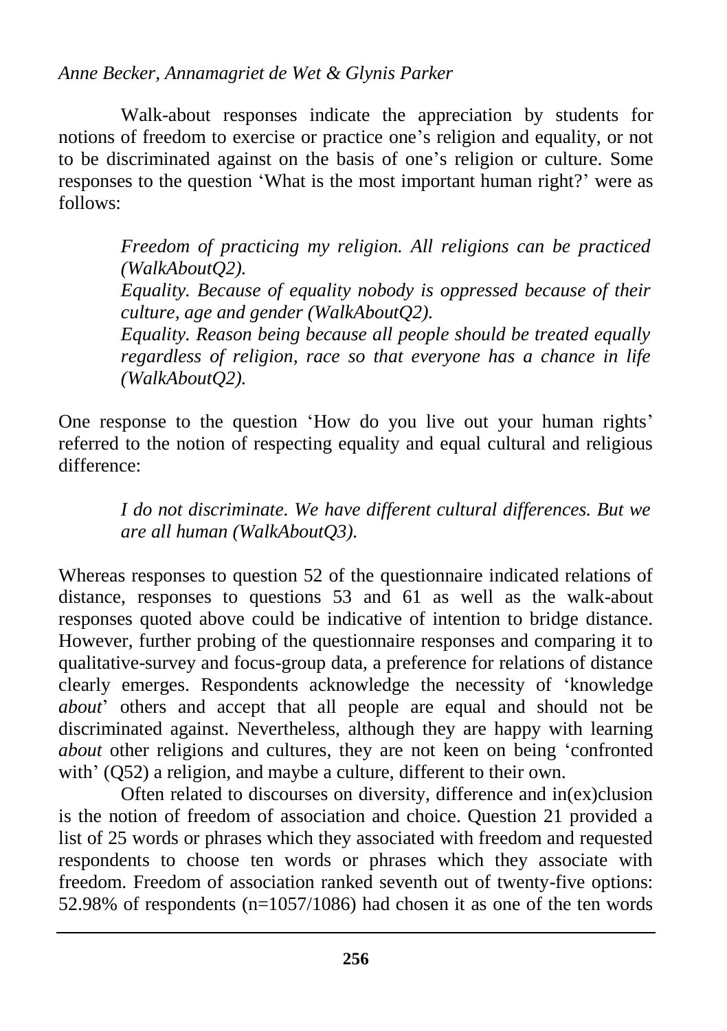Walk-about responses indicate the appreciation by students for notions of freedom to exercise or practice one's religion and equality, or not to be discriminated against on the basis of one's religion or culture. Some responses to the question 'What is the most important human right?' were as follows:

> *Freedom of practicing my religion. All religions can be practiced (WalkAboutQ2).*
>
> *Equality. Because of equality nobody is oppressed because of their culture, age and gender (WalkAboutQ2).*
>
> *Equality. Reason being because all people should be treated equally regardless of religion, race so that everyone has a chance in life (WalkAboutQ2).*

One response to the question 'How do you live out your human rights' referred to the notion of respecting equality and equal cultural and religious difference:

> *I do not discriminate. We have different cultural differences. But we are all human (WalkAboutQ3).*

Whereas responses to question 52 of the questionnaire indicated relations of distance, responses to questions 53 and 61 as well as the walk-about responses quoted above could be indicative of intention to bridge distance. However, further probing of the questionnaire responses and comparing it to qualitative-survey and focus-group data, a preference for relations of distance clearly emerges. Respondents acknowledge the necessity of 'knowledge *about*' others and accept that all people are equal and should not be discriminated against. Nevertheless, although they are happy with learning *about* other religions and cultures, they are not keen on being 'confronted with' (Q52) a religion, and maybe a culture, different to their own.

Often related to discourses on diversity, difference and in(ex)clusion is the notion of freedom of association and choice. Question 21 provided a list of 25 words or phrases which they associated with freedom and requested respondents to choose ten words or phrases which they associate with freedom. Freedom of association ranked seventh out of twenty-five options: 52.98% of respondents (n=1057/1086) had chosen it as one of the ten words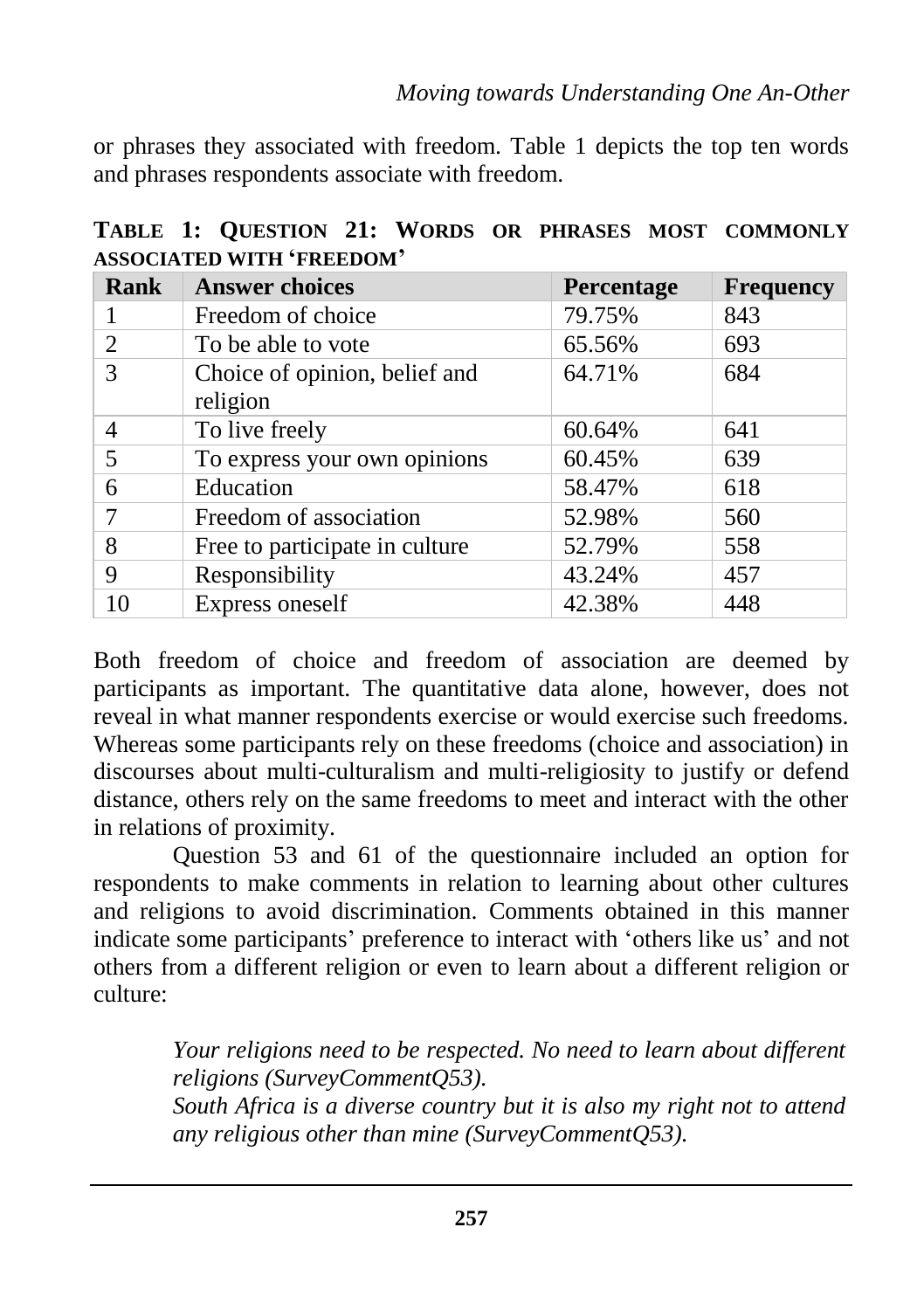or phrases they associated with freedom. Table 1 depicts the top ten words and phrases respondents associate with freedom.

**TABLE 1: QUESTION 21: WORDS OR PHRASES MOST COMMONLY ASSOCIATED WITH 'FREEDOM'**

| Rank | Answer choices | Percentage | Frequency |
|---|---|---|---|
| 1 | Freedom of choice | 79.75% | 843 |
| 2 | To be able to vote | 65.56% | 693 |
| 3 | Choice of opinion, belief and religion | 64.71% | 684 |
| 4 | To live freely | 60.64% | 641 |
| 5 | To express your own opinions | 60.45% | 639 |
| 6 | Education | 58.47% | 618 |
| 7 | Freedom of association | 52.98% | 560 |
| 8 | Free to participate in culture | 52.79% | 558 |
| 9 | Responsibility | 43.24% | 457 |
| 10 | Express oneself | 42.38% | 448 |

Both freedom of choice and freedom of association are deemed by participants as important. The quantitative data alone, however, does not reveal in what manner respondents exercise or would exercise such freedoms. Whereas some participants rely on these freedoms (choice and association) in discourses about multi-culturalism and multi-religiosity to justify or defend distance, others rely on the same freedoms to meet and interact with the other in relations of proximity.

Question 53 and 61 of the questionnaire included an option for respondents to make comments in relation to learning about other cultures and religions to avoid discrimination. Comments obtained in this manner indicate some participants' preference to interact with 'others like us' and not others from a different religion or even to learn about a different religion or culture:

> *Your religions need to be respected. No need to learn about different religions (SurveyCommentQ53).*
> *South Africa is a diverse country but it is also my right not to attend any religious other than mine (SurveyCommentQ53).*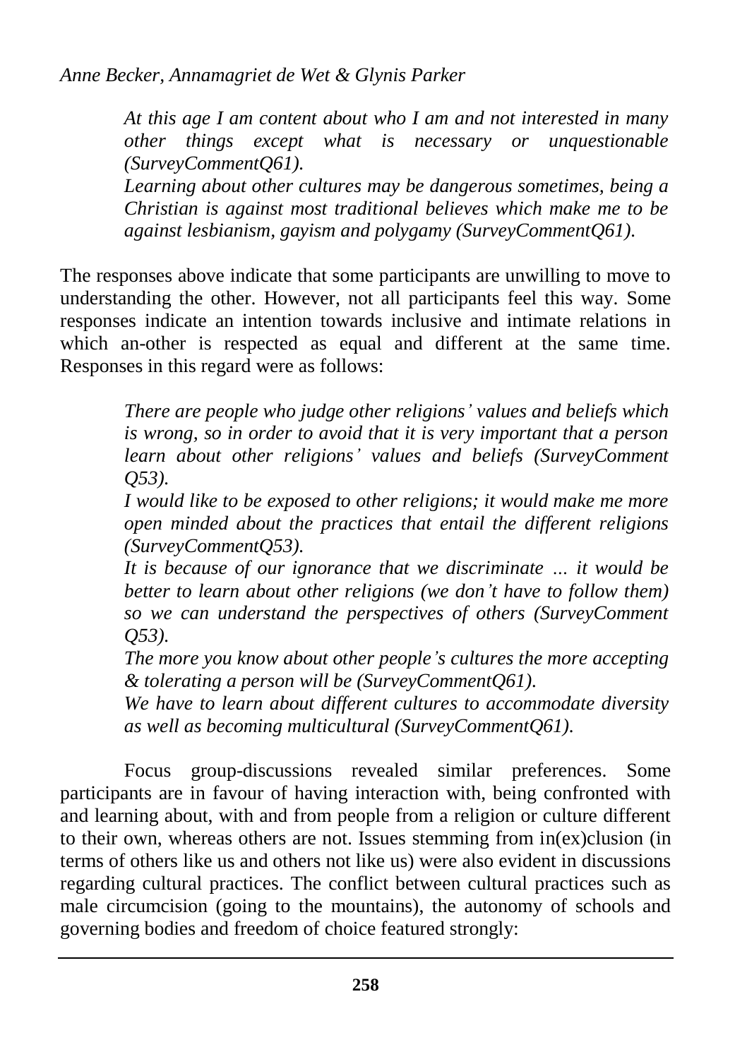> *At this age I am content about who I am and not interested in many other things except what is necessary or unquestionable (SurveyCommentQ61).*
>
> *Learning about other cultures may be dangerous sometimes, being a Christian is against most traditional believes which make me to be against lesbianism, gayism and polygamy (SurveyCommentQ61).*

The responses above indicate that some participants are unwilling to move to understanding the other. However, not all participants feel this way. Some responses indicate an intention towards inclusive and intimate relations in which an-other is respected as equal and different at the same time. Responses in this regard were as follows:

> *There are people who judge other religions' values and beliefs which is wrong, so in order to avoid that it is very important that a person learn about other religions' values and beliefs (SurveyComment Q53).*
>
> *I would like to be exposed to other religions; it would make me more open minded about the practices that entail the different religions (SurveyCommentQ53).*
>
> *It is because of our ignorance that we discriminate … it would be better to learn about other religions (we don't have to follow them) so we can understand the perspectives of others (SurveyComment Q53).*
>
> *The more you know about other people's cultures the more accepting & tolerating a person will be (SurveyCommentQ61).*
>
> *We have to learn about different cultures to accommodate diversity as well as becoming multicultural (SurveyCommentQ61).*

Focus group-discussions revealed similar preferences. Some participants are in favour of having interaction with, being confronted with and learning about, with and from people from a religion or culture different to their own, whereas others are not. Issues stemming from in(ex)clusion (in terms of others like us and others not like us) were also evident in discussions regarding cultural practices. The conflict between cultural practices such as male circumcision (going to the mountains), the autonomy of schools and governing bodies and freedom of choice featured strongly: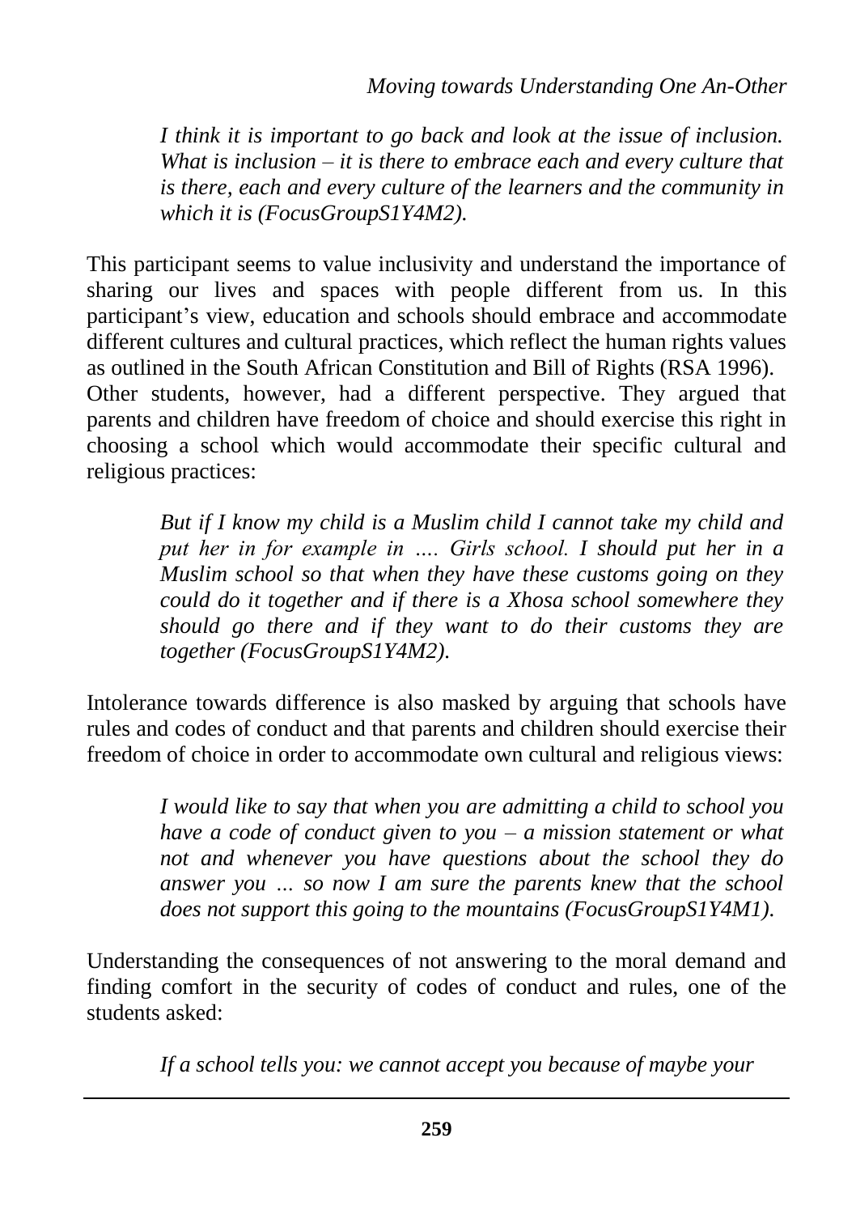*I think it is important to go back and look at the issue of inclusion. What is inclusion – it is there to embrace each and every culture that is there, each and every culture of the learners and the community in which it is (FocusGroupS1Y4M2).*

This participant seems to value inclusivity and understand the importance of sharing our lives and spaces with people different from us. In this participant's view, education and schools should embrace and accommodate different cultures and cultural practices, which reflect the human rights values as outlined in the South African Constitution and Bill of Rights (RSA 1996).

Other students, however, had a different perspective. They argued that parents and children have freedom of choice and should exercise this right in choosing a school which would accommodate their specific cultural and religious practices:

> *But if I know my child is a Muslim child I cannot take my child and put her in for example in …. Girls school. I should put her in a Muslim school so that when they have these customs going on they could do it together and if there is a Xhosa school somewhere they should go there and if they want to do their customs they are together (FocusGroupS1Y4M2).*

Intolerance towards difference is also masked by arguing that schools have rules and codes of conduct and that parents and children should exercise their freedom of choice in order to accommodate own cultural and religious views:

> *I would like to say that when you are admitting a child to school you have a code of conduct given to you – a mission statement or what not and whenever you have questions about the school they do answer you … so now I am sure the parents knew that the school does not support this going to the mountains (FocusGroupS1Y4M1).*

Understanding the consequences of not answering to the moral demand and finding comfort in the security of codes of conduct and rules, one of the students asked:

> *If a school tells you: we cannot accept you because of maybe your*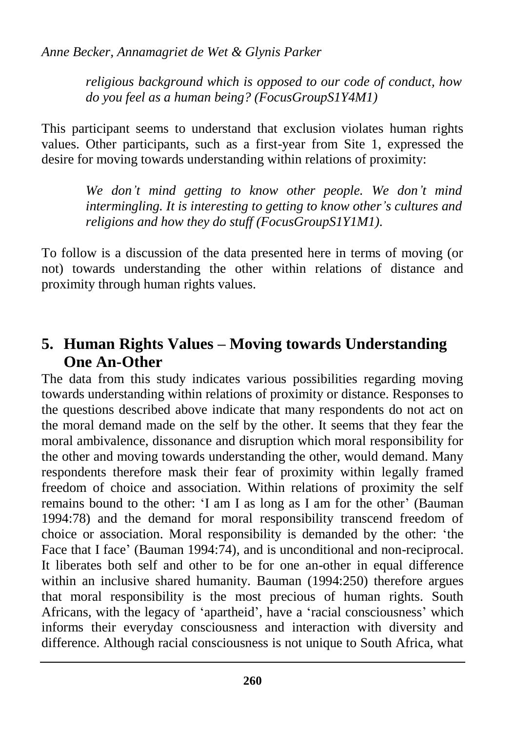*religious background which is opposed to our code of conduct, how do you feel as a human being? (FocusGroupS1Y4M1)*

This participant seems to understand that exclusion violates human rights values. Other participants, such as a first-year from Site 1, expressed the desire for moving towards understanding within relations of proximity:

> *We don't mind getting to know other people. We don't mind intermingling. It is interesting to getting to know other's cultures and religions and how they do stuff (FocusGroupS1Y1M1).*

To follow is a discussion of the data presented here in terms of moving (or not) towards understanding the other within relations of distance and proximity through human rights values.

## 5. Human Rights Values – Moving towards Understanding One An-Other

The data from this study indicates various possibilities regarding moving towards understanding within relations of proximity or distance. Responses to the questions described above indicate that many respondents do not act on the moral demand made on the self by the other. It seems that they fear the moral ambivalence, dissonance and disruption which moral responsibility for the other and moving towards understanding the other, would demand. Many respondents therefore mask their fear of proximity within legally framed freedom of choice and association. Within relations of proximity the self remains bound to the other: 'I am I as long as I am for the other' (Bauman 1994:78) and the demand for moral responsibility transcend freedom of choice or association. Moral responsibility is demanded by the other: 'the Face that I face' (Bauman 1994:74), and is unconditional and non-reciprocal. It liberates both self and other to be for one an-other in equal difference within an inclusive shared humanity. Bauman (1994:250) therefore argues that moral responsibility is the most precious of human rights. South Africans, with the legacy of 'apartheid', have a 'racial consciousness' which informs their everyday consciousness and interaction with diversity and difference. Although racial consciousness is not unique to South Africa, what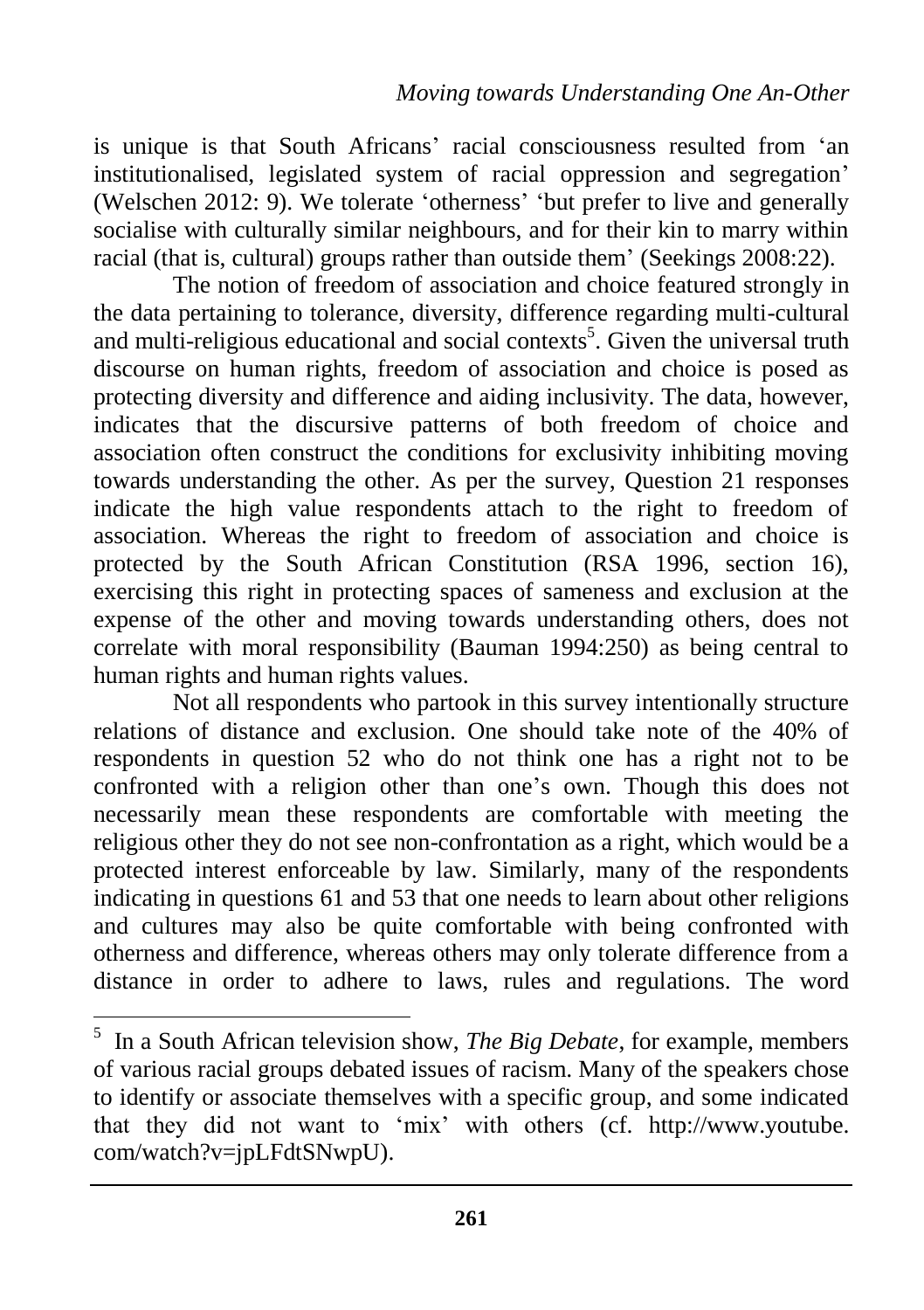is unique is that South Africans' racial consciousness resulted from 'an institutionalised, legislated system of racial oppression and segregation' (Welschen 2012: 9). We tolerate 'otherness' 'but prefer to live and generally socialise with culturally similar neighbours, and for their kin to marry within racial (that is, cultural) groups rather than outside them' (Seekings 2008:22).

The notion of freedom of association and choice featured strongly in the data pertaining to tolerance, diversity, difference regarding multi-cultural and multi-religious educational and social contexts[5]. Given the universal truth discourse on human rights, freedom of association and choice is posed as protecting diversity and difference and aiding inclusivity. The data, however, indicates that the discursive patterns of both freedom of choice and association often construct the conditions for exclusivity inhibiting moving towards understanding the other. As per the survey, Question 21 responses indicate the high value respondents attach to the right to freedom of association. Whereas the right to freedom of association and choice is protected by the South African Constitution (RSA 1996, section 16), exercising this right in protecting spaces of sameness and exclusion at the expense of the other and moving towards understanding others, does not correlate with moral responsibility (Bauman 1994:250) as being central to human rights and human rights values.

Not all respondents who partook in this survey intentionally structure relations of distance and exclusion. One should take note of the 40% of respondents in question 52 who do not think one has a right not to be confronted with a religion other than one's own. Though this does not necessarily mean these respondents are comfortable with meeting the religious other they do not see non-confrontation as a right, which would be a protected interest enforceable by law. Similarly, many of the respondents indicating in questions 61 and 53 that one needs to learn about other religions and cultures may also be quite comfortable with being confronted with otherness and difference, whereas others may only tolerate difference from a distance in order to adhere to laws, rules and regulations. The word

[5] In a South African television show, *The Big Debate*, for example, members of various racial groups debated issues of racism. Many of the speakers chose to identify or associate themselves with a specific group, and some indicated that they did not want to 'mix' with others (cf. http://www.youtube.com/watch?v=jpLFdtSNwpU).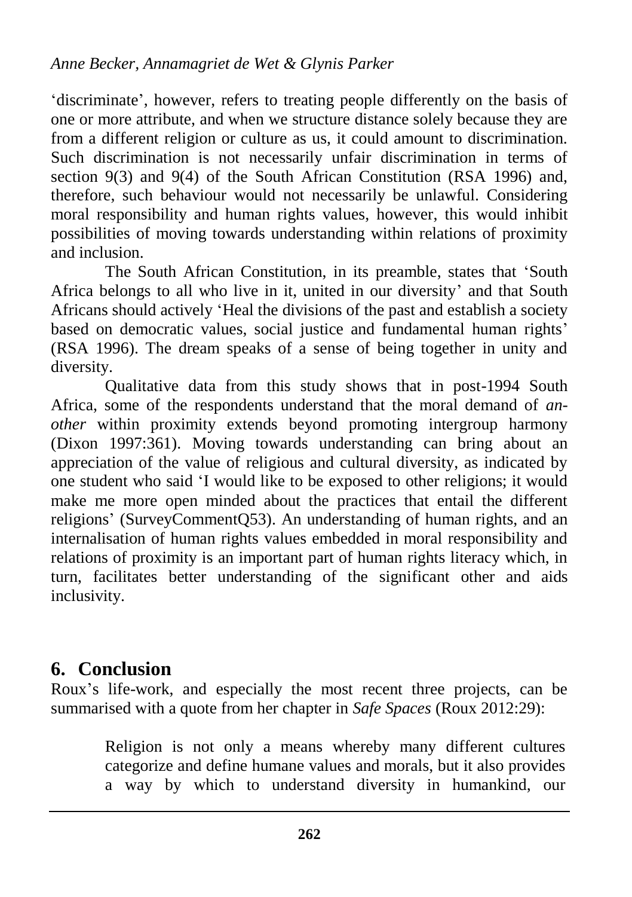'discriminate', however, refers to treating people differently on the basis of one or more attribute, and when we structure distance solely because they are from a different religion or culture as us, it could amount to discrimination. Such discrimination is not necessarily unfair discrimination in terms of section 9(3) and 9(4) of the South African Constitution (RSA 1996) and, therefore, such behaviour would not necessarily be unlawful. Considering moral responsibility and human rights values, however, this would inhibit possibilities of moving towards understanding within relations of proximity and inclusion.

The South African Constitution, in its preamble, states that 'South Africa belongs to all who live in it, united in our diversity' and that South Africans should actively 'Heal the divisions of the past and establish a society based on democratic values, social justice and fundamental human rights' (RSA 1996). The dream speaks of a sense of being together in unity and diversity.

Qualitative data from this study shows that in post-1994 South Africa, some of the respondents understand that the moral demand of *an-other* within proximity extends beyond promoting intergroup harmony (Dixon 1997:361). Moving towards understanding can bring about an appreciation of the value of religious and cultural diversity, as indicated by one student who said 'I would like to be exposed to other religions; it would make me more open minded about the practices that entail the different religions' (SurveyCommentQ53). An understanding of human rights, and an internalisation of human rights values embedded in moral responsibility and relations of proximity is an important part of human rights literacy which, in turn, facilitates better understanding of the significant other and aids inclusivity.

## 6. Conclusion

Roux's life-work, and especially the most recent three projects, can be summarised with a quote from her chapter in *Safe Spaces* (Roux 2012:29):

> Religion is not only a means whereby many different cultures categorize and define humane values and morals, but it also provides a way by which to understand diversity in humankind, our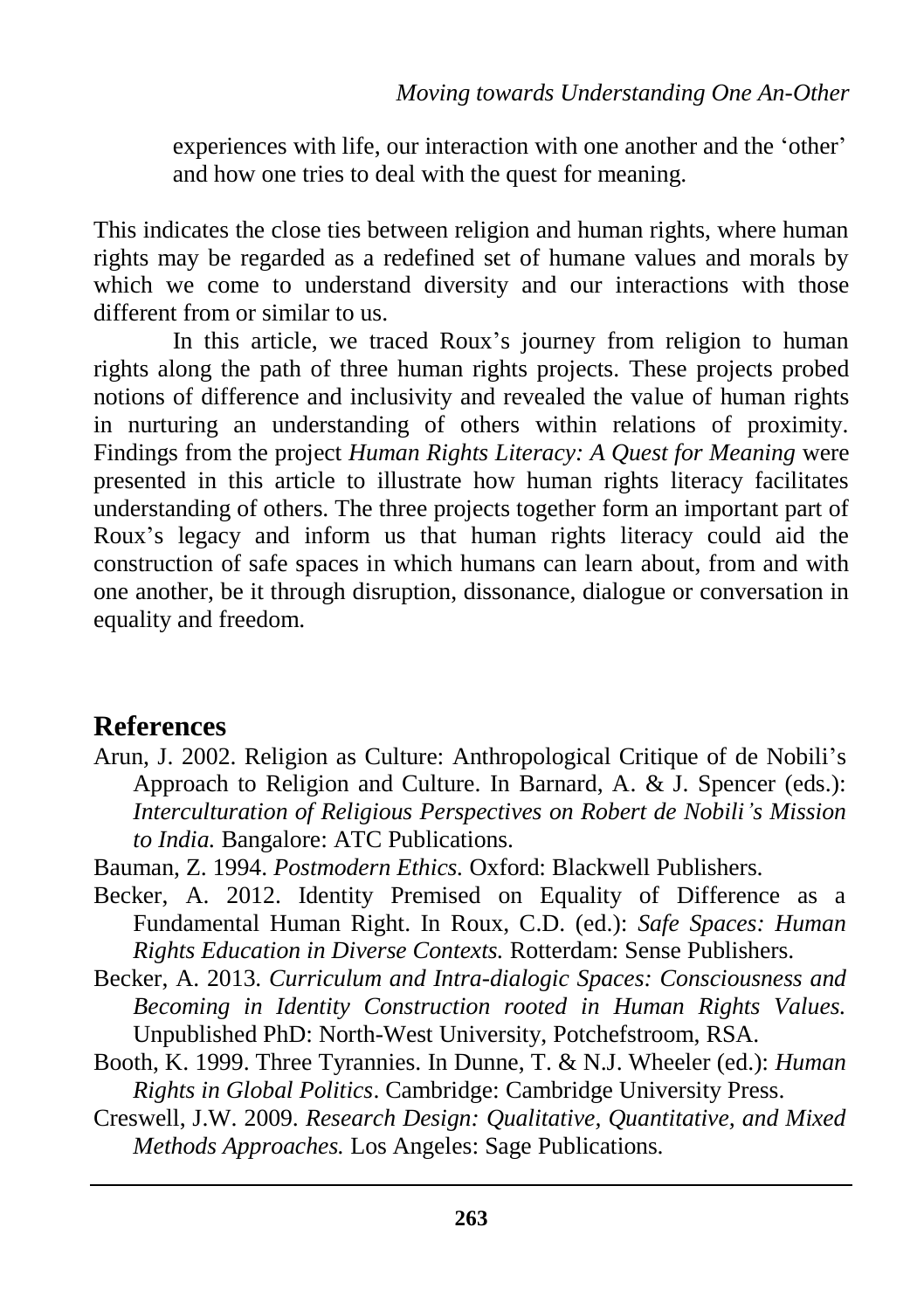experiences with life, our interaction with one another and the 'other' and how one tries to deal with the quest for meaning.

This indicates the close ties between religion and human rights, where human rights may be regarded as a redefined set of humane values and morals by which we come to understand diversity and our interactions with those different from or similar to us.

In this article, we traced Roux's journey from religion to human rights along the path of three human rights projects. These projects probed notions of difference and inclusivity and revealed the value of human rights in nurturing an understanding of others within relations of proximity. Findings from the project *Human Rights Literacy: A Quest for Meaning* were presented in this article to illustrate how human rights literacy facilitates understanding of others. The three projects together form an important part of Roux's legacy and inform us that human rights literacy could aid the construction of safe spaces in which humans can learn about, from and with one another, be it through disruption, dissonance, dialogue or conversation in equality and freedom.

## References

Arun, J. 2002. Religion as Culture: Anthropological Critique of de Nobili's Approach to Religion and Culture. In Barnard, A. & J. Spencer (eds.): *Interculturation of Religious Perspectives on Robert de Nobili's Mission to India.* Bangalore: ATC Publications.

Bauman, Z. 1994. *Postmodern Ethics.* Oxford: Blackwell Publishers.

Becker, A. 2012. Identity Premised on Equality of Difference as a Fundamental Human Right. In Roux, C.D. (ed.): *Safe Spaces: Human Rights Education in Diverse Contexts.* Rotterdam: Sense Publishers.

Becker, A. 2013. *Curriculum and Intra-dialogic Spaces: Consciousness and Becoming in Identity Construction rooted in Human Rights Values.* Unpublished PhD: North-West University, Potchefstroom, RSA.

Booth, K. 1999. Three Tyrannies. In Dunne, T. & N.J. Wheeler (ed.): *Human Rights in Global Politics*. Cambridge: Cambridge University Press.

Creswell, J.W. 2009. *Research Design: Qualitative, Quantitative, and Mixed Methods Approaches.* Los Angeles: Sage Publications.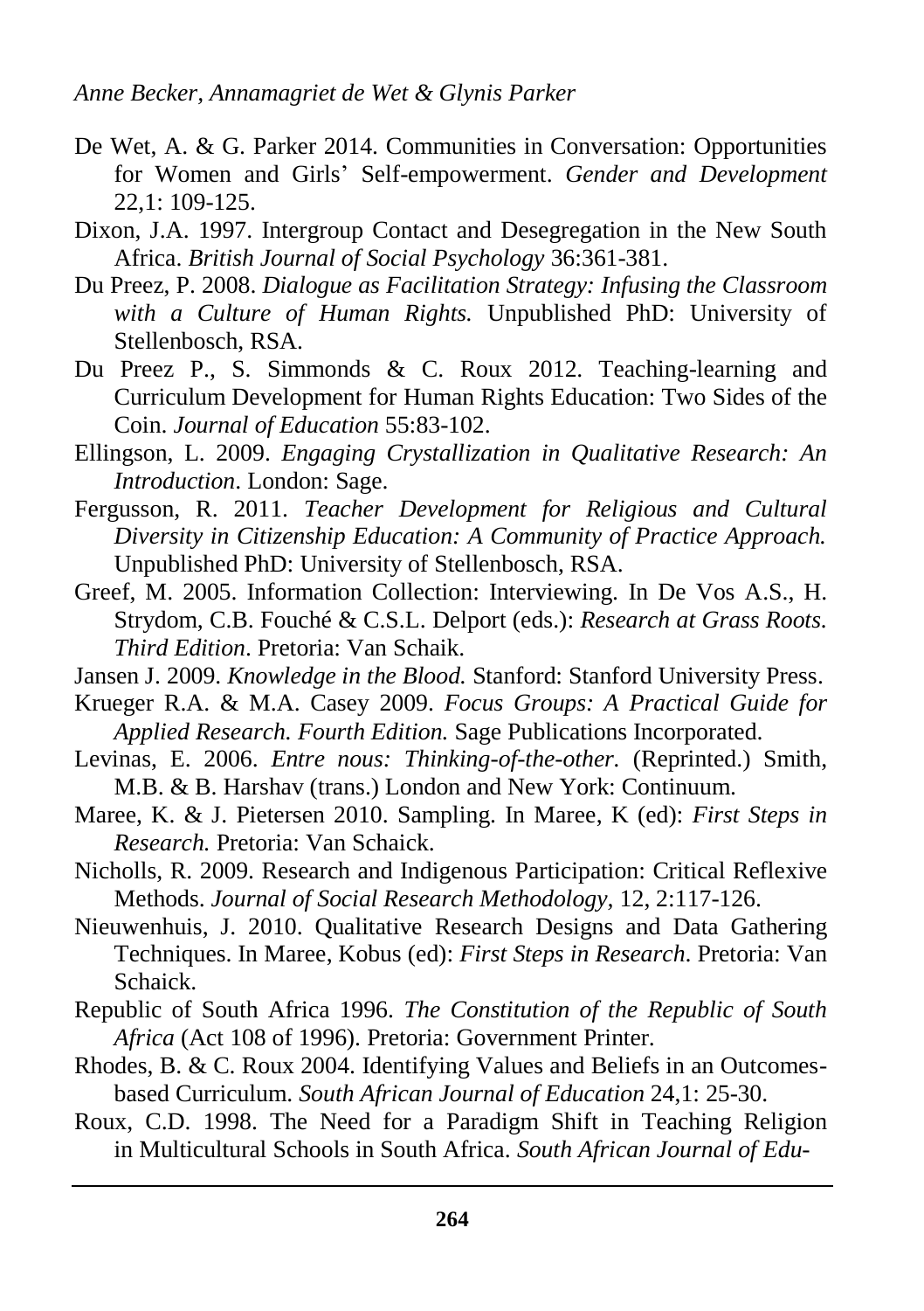De Wet, A. & G. Parker 2014. Communities in Conversation: Opportunities for Women and Girls' Self-empowerment. *Gender and Development* 22,1: 109-125.

Dixon, J.A. 1997. Intergroup Contact and Desegregation in the New South Africa. *British Journal of Social Psychology* 36:361-381.

Du Preez, P. 2008. *Dialogue as Facilitation Strategy: Infusing the Classroom with a Culture of Human Rights.* Unpublished PhD: University of Stellenbosch, RSA.

Du Preez P., S. Simmonds & C. Roux 2012. Teaching-learning and Curriculum Development for Human Rights Education: Two Sides of the Coin. *Journal of Education* 55:83-102.

Ellingson, L. 2009. *Engaging Crystallization in Qualitative Research: An Introduction*. London: Sage.

Fergusson, R. 2011. *Teacher Development for Religious and Cultural Diversity in Citizenship Education: A Community of Practice Approach.* Unpublished PhD: University of Stellenbosch, RSA.

Greef, M. 2005. Information Collection: Interviewing. In De Vos A.S., H. Strydom, C.B. Fouché & C.S.L. Delport (eds.): *Research at Grass Roots. Third Edition*. Pretoria: Van Schaik.

Jansen J. 2009. *Knowledge in the Blood.* Stanford: Stanford University Press.

Krueger R.A. & M.A. Casey 2009. *Focus Groups: A Practical Guide for Applied Research. Fourth Edition.* Sage Publications Incorporated.

Levinas, E. 2006. *Entre nous: Thinking-of-the-other.* (Reprinted.) Smith, M.B. & B. Harshav (trans.) London and New York: Continuum.

Maree, K. & J. Pietersen 2010. Sampling. In Maree, K (ed): *First Steps in Research.* Pretoria: Van Schaick.

Nicholls, R. 2009. Research and Indigenous Participation: Critical Reflexive Methods. *Journal of Social Research Methodology,* 12, 2:117-126.

Nieuwenhuis, J. 2010. Qualitative Research Designs and Data Gathering Techniques. In Maree, Kobus (ed): *First Steps in Research*. Pretoria: Van Schaick.

Republic of South Africa 1996. *The Constitution of the Republic of South Africa* (Act 108 of 1996). Pretoria: Government Printer.

Rhodes, B. & C. Roux 2004. Identifying Values and Beliefs in an Outcomes-based Curriculum. *South African Journal of Education* 24,1: 25-30.

Roux, C.D. 1998. The Need for a Paradigm Shift in Teaching Religion in Multicultural Schools in South Africa. *South African Journal of Edu-*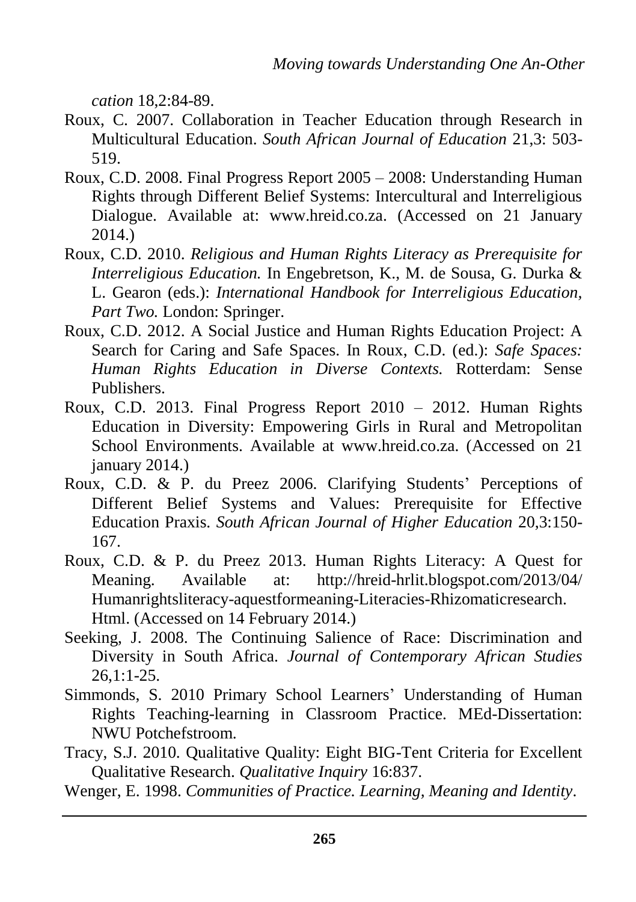*cation* 18,2:84-89.

Roux, C. 2007. Collaboration in Teacher Education through Research in Multicultural Education. *South African Journal of Education* 21,3: 503-519.

Roux, C.D. 2008. Final Progress Report 2005 – 2008: Understanding Human Rights through Different Belief Systems: Intercultural and Interreligious Dialogue. Available at: www.hreid.co.za. (Accessed on 21 January 2014.)

Roux, C.D. 2010. *Religious and Human Rights Literacy as Prerequisite for Interreligious Education.* In Engebretson, K., M. de Sousa, G. Durka & L. Gearon (eds.): *International Handbook for Interreligious Education, Part Two.* London: Springer.

Roux, C.D. 2012. A Social Justice and Human Rights Education Project: A Search for Caring and Safe Spaces. In Roux, C.D. (ed.): *Safe Spaces: Human Rights Education in Diverse Contexts.* Rotterdam: Sense Publishers.

Roux, C.D. 2013. Final Progress Report 2010 – 2012. Human Rights Education in Diversity: Empowering Girls in Rural and Metropolitan School Environments. Available at www.hreid.co.za. (Accessed on 21 january 2014.)

Roux, C.D. & P. du Preez 2006. Clarifying Students' Perceptions of Different Belief Systems and Values: Prerequisite for Effective Education Praxis. *South African Journal of Higher Education* 20,3:150-167.

Roux, C.D. & P. du Preez 2013. Human Rights Literacy: A Quest for Meaning. Available at: http://hreid-hrlit.blogspot.com/2013/04/Humanrightsliteracy-aquestformeaning-Literacies-Rhizomaticresearch.Html. (Accessed on 14 February 2014.)

Seeking, J. 2008. The Continuing Salience of Race: Discrimination and Diversity in South Africa. *Journal of Contemporary African Studies* 26,1:1-25.

Simmonds, S. 2010 Primary School Learners' Understanding of Human Rights Teaching-learning in Classroom Practice. MEd-Dissertation: NWU Potchefstroom.

Tracy, S.J. 2010. Qualitative Quality: Eight BIG-Tent Criteria for Excellent Qualitative Research. *Qualitative Inquiry* 16:837.

Wenger, E. 1998. *Communities of Practice. Learning, Meaning and Identity*.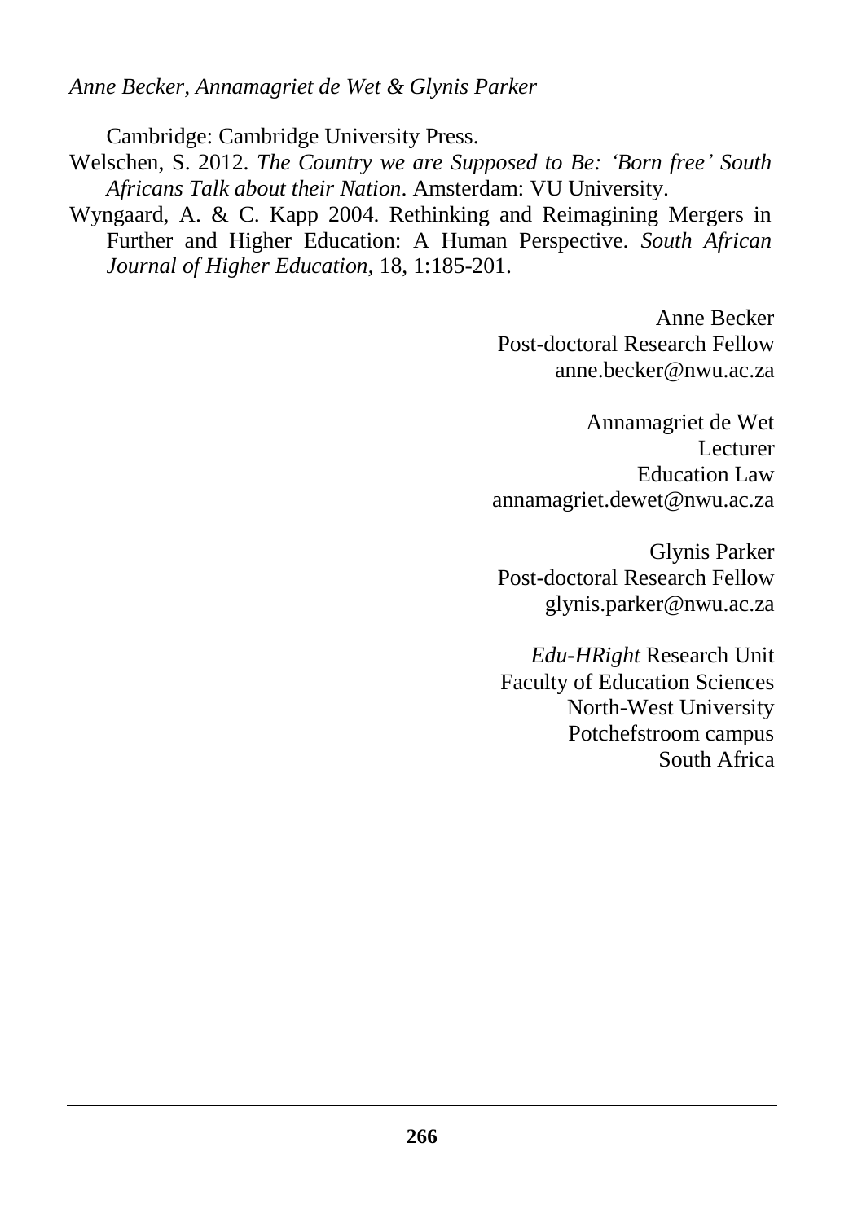Cambridge: Cambridge University Press.

Welschen, S. 2012. *The Country we are Supposed to Be: 'Born free' South Africans Talk about their Nation*. Amsterdam: VU University.

Wyngaard, A. & C. Kapp 2004. Rethinking and Reimagining Mergers in Further and Higher Education: A Human Perspective. *South African Journal of Higher Education*, 18, 1:185-201.

Anne Becker
Post-doctoral Research Fellow
anne.becker@nwu.ac.za

Annamagriet de Wet
Lecturer
Education Law
annamagriet.dewet@nwu.ac.za

Glynis Parker
Post-doctoral Research Fellow
glynis.parker@nwu.ac.za

*Edu-HRight* Research Unit
Faculty of Education Sciences
North-West University
Potchefstroom campus
South Africa